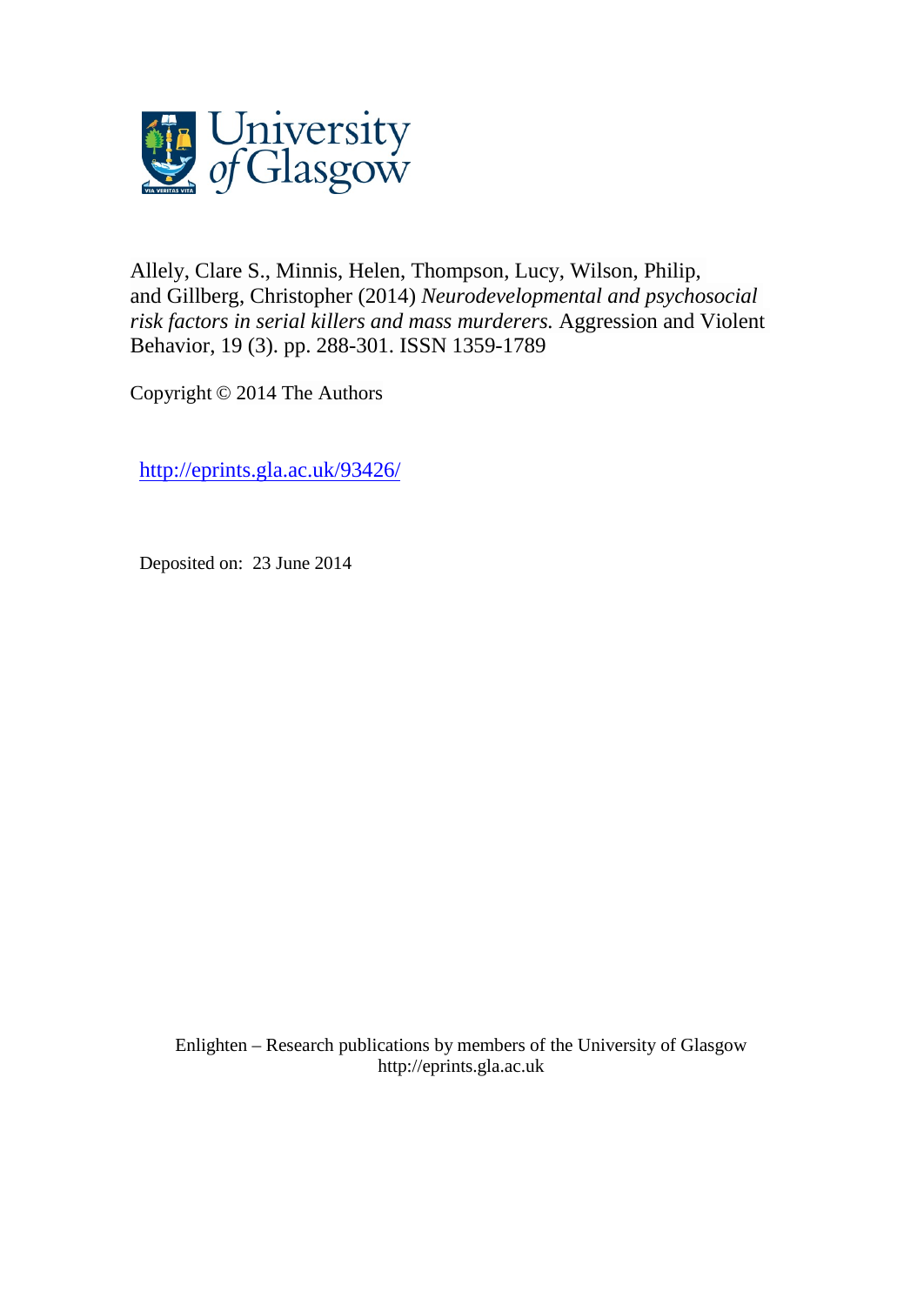University of Glasgow

Allely, Clare S., Minnis, Helen, Thompson, Lucy, Wilson, Philip, and Gillberg, Christopher (2014) *Neurodevelopmental and psychosocial risk factors in serial killers and mass murderers.* Aggression and Violent Behavior, 19 (3). pp. 288-301. ISSN 1359-1789

Copyright © 2014 The Authors

http://eprints.gla.ac.uk/93426/

Deposited on: 23 June 2014

Enlighten – Research publications by members of the University of Glasgow
http://eprints.gla.ac.uk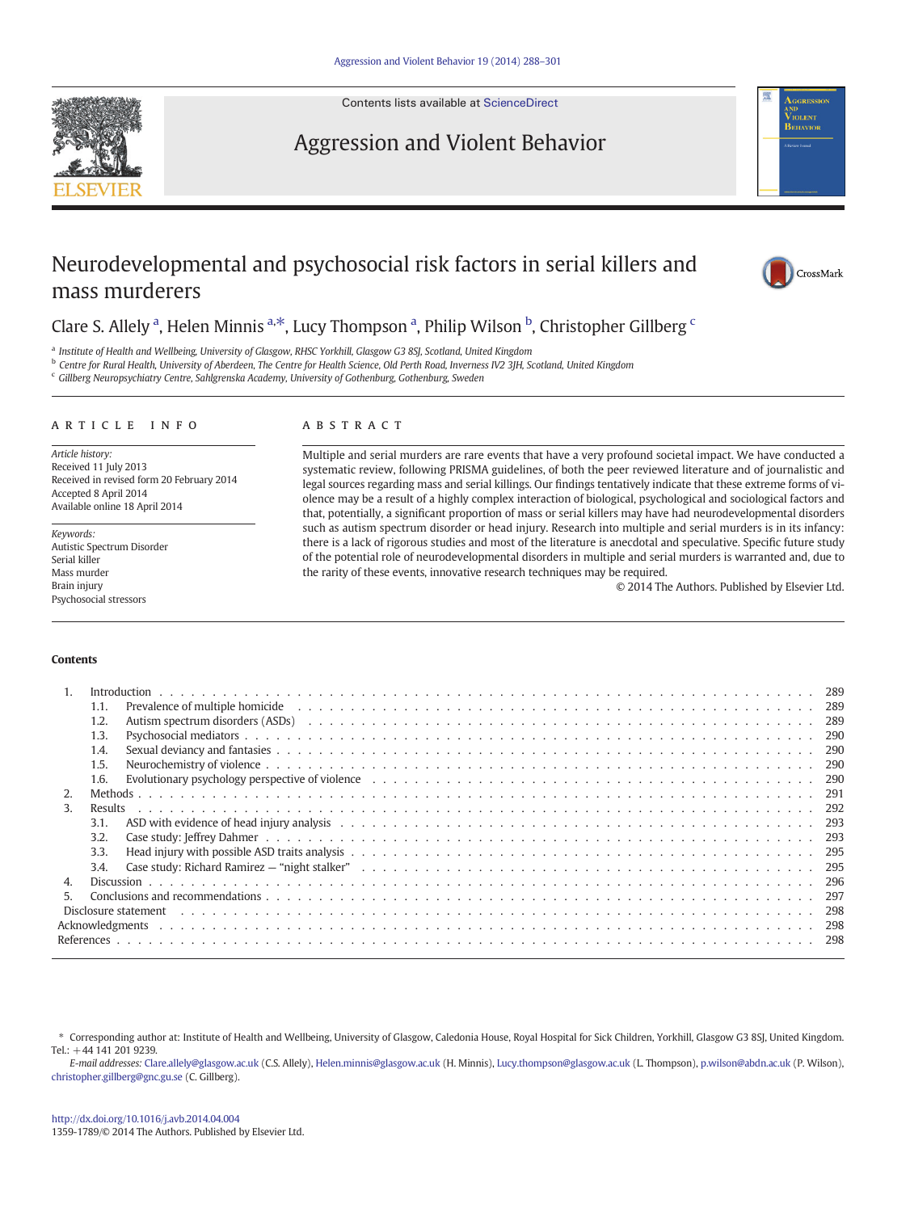Contents lists available at ScienceDirect

Aggression and Violent Behavior

# Neurodevelopmental and psychosocial risk factors in serial killers and mass murderers

Clare S. Allely [a], Helen Minnis [a,*], Lucy Thompson [a], Philip Wilson [b], Christopher Gillberg [c]

[a] Institute of Health and Wellbeing, University of Glasgow, RHSC Yorkhill, Glasgow G3 8SJ, Scotland, United Kingdom
[b] Centre for Rural Health, University of Aberdeen, The Centre for Health Science, Old Perth Road, Inverness IV2 3JH, Scotland, United Kingdom
[c] Gillberg Neuropsychiatry Centre, Sahlgrenska Academy, University of Gothenburg, Gothenburg, Sweden

**ARTICLE INFO**

*Article history:*
Received 11 July 2013
Received in revised form 20 February 2014
Accepted 8 April 2014
Available online 18 April 2014

*Keywords:*
Autistic Spectrum Disorder
Serial killer
Mass murder
Brain injury
Psychosocial stressors

**ABSTRACT**

Multiple and serial murders are rare events that have a very profound societal impact. We have conducted a systematic review, following PRISMA guidelines, of both the peer reviewed literature and of journalistic and legal sources regarding mass and serial killings. Our findings tentatively indicate that these extreme forms of violence may be a result of a highly complex interaction of biological, psychological and sociological factors and that, potentially, a significant proportion of mass or serial killers may have had neurodevelopmental disorders such as autism spectrum disorder or head injury. Research into multiple and serial murders is in its infancy: there is a lack of rigorous studies and most of the literature is anecdotal and speculative. Specific future study of the potential role of neurodevelopmental disorders in multiple and serial murders is warranted and, due to the rarity of these events, innovative research techniques may be required.

© 2014 The Authors. Published by Elsevier Ltd.

**Contents**

1. Introduction . . . 289
   1.1. Prevalence of multiple homicide . . . 289
   1.2. Autism spectrum disorders (ASDs) . . . 289
   1.3. Psychosocial mediators . . . 290
   1.4. Sexual deviancy and fantasies . . . 290
   1.5. Neurochemistry of violence . . . 290
   1.6. Evolutionary psychology perspective of violence . . . 290
2. Methods . . . 291
3. Results . . . 292
   3.1. ASD with evidence of head injury analysis . . . 293
   3.2. Case study: Jeffrey Dahmer . . . 293
   3.3. Head injury with possible ASD traits analysis . . . 295
   3.4. Case study: Richard Ramirez — "night stalker" . . . 295
4. Discussion . . . 296
5. Conclusions and recommendations . . . 297

Disclosure statement . . . 298
Acknowledgments . . . 298
References . . . 298

\* Corresponding author at: Institute of Health and Wellbeing, University of Glasgow, Caledonia House, Royal Hospital for Sick Children, Yorkhill, Glasgow G3 8SJ, United Kingdom. Tel.: +44 141 201 9239.

*E-mail addresses:* Clare.allely@glasgow.ac.uk (C.S. Allely), Helen.minnis@glasgow.ac.uk (H. Minnis), Lucy.thompson@glasgow.ac.uk (L. Thompson), p.wilson@abdn.ac.uk (P. Wilson), christopher.gillberg@gnc.gu.se (C. Gillberg).

http://dx.doi.org/10.1016/j.avb.2014.04.004
1359-1789/© 2014 The Authors. Published by Elsevier Ltd.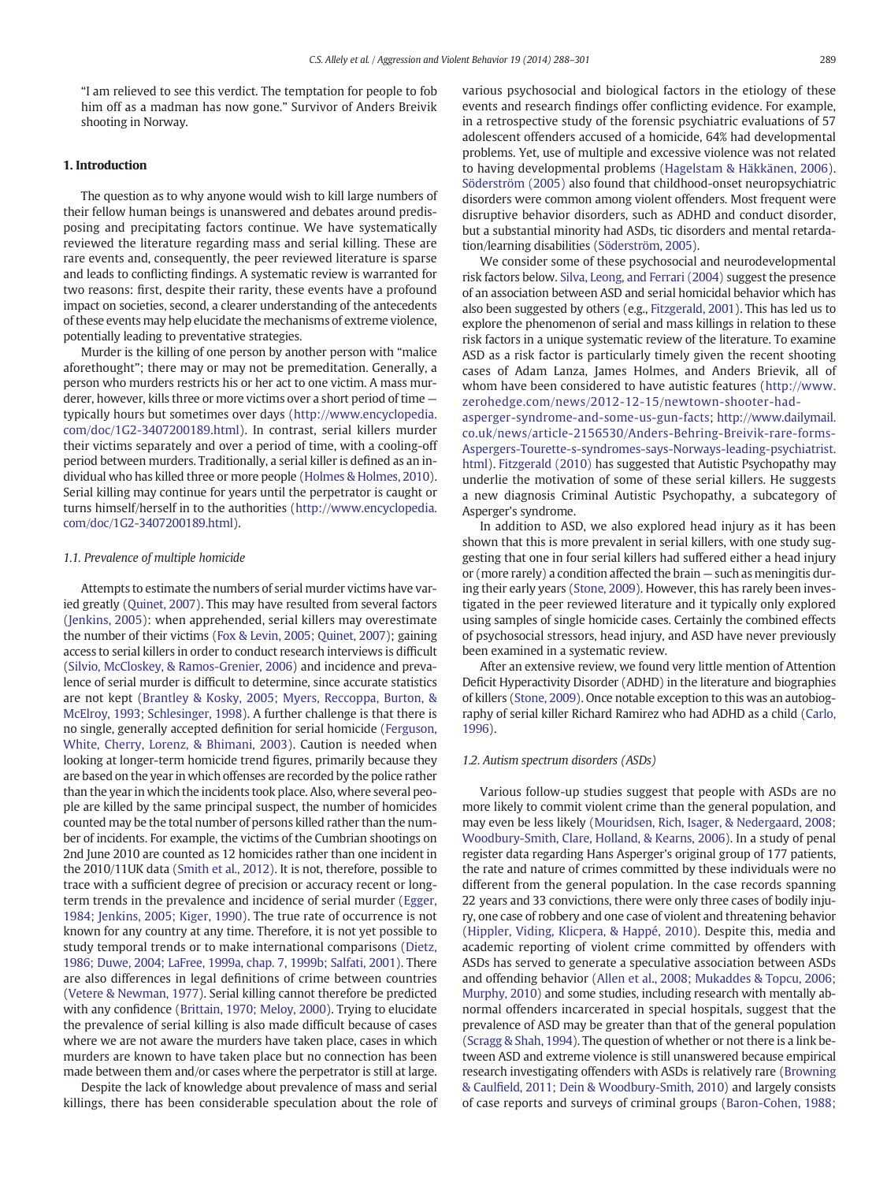"I am relieved to see this verdict. The temptation for people to fob him off as a madman has now gone." Survivor of Anders Breivik shooting in Norway.

## 1. Introduction

The question as to why anyone would wish to kill large numbers of their fellow human beings is unanswered and debates around predisposing and precipitating factors continue. We have systematically reviewed the literature regarding mass and serial killing. These are rare events and, consequently, the peer reviewed literature is sparse and leads to conflicting findings. A systematic review is warranted for two reasons: first, despite their rarity, these events have a profound impact on societies, second, a clearer understanding of the antecedents of these events may help elucidate the mechanisms of extreme violence, potentially leading to preventative strategies.

Murder is the killing of one person by another person with "malice aforethought"; there may or may not be premeditation. Generally, a person who murders restricts his or her act to one victim. A mass murderer, however, kills three or more victims over a short period of time — typically hours but sometimes over days (http://www.encyclopedia.com/doc/1G2-3407200189.html). In contrast, serial killers murder their victims separately and over a period of time, with a cooling-off period between murders. Traditionally, a serial killer is defined as an individual who has killed three or more people (Holmes & Holmes, 2010). Serial killing may continue for years until the perpetrator is caught or turns himself/herself in to the authorities (http://www.encyclopedia.com/doc/1G2-3407200189.html).

### 1.1. Prevalence of multiple homicide

Attempts to estimate the numbers of serial murder victims have varied greatly (Quinet, 2007). This may have resulted from several factors (Jenkins, 2005): when apprehended, serial killers may overestimate the number of their victims (Fox & Levin, 2005; Quinet, 2007); gaining access to serial killers in order to conduct research interviews is difficult (Silvio, McCloskey, & Ramos-Grenier, 2006) and incidence and prevalence of serial murder is difficult to determine, since accurate statistics are not kept (Brantley & Kosky, 2005; Myers, Reccoppa, Burton, & McElroy, 1993; Schlesinger, 1998). A further challenge is that there is no single, generally accepted definition for serial homicide (Ferguson, White, Cherry, Lorenz, & Bhimani, 2003). Caution is needed when looking at longer-term homicide trend figures, primarily because they are based on the year in which offenses are recorded by the police rather than the year in which the incidents took place. Also, where several people are killed by the same principal suspect, the number of homicides counted may be the total number of persons killed rather than the number of incidents. For example, the victims of the Cumbrian shootings on 2nd June 2010 are counted as 12 homicides rather than one incident in the 2010/11UK data (Smith et al., 2012). It is not, therefore, possible to trace with a sufficient degree of precision or accuracy recent or long-term trends in the prevalence and incidence of serial murder (Egger, 1984; Jenkins, 2005; Kiger, 1990). The true rate of occurrence is not known for any country at any time. Therefore, it is not yet possible to study temporal trends or to make international comparisons (Dietz, 1986; Duwe, 2004; LaFree, 1999a, chap. 7, 1999b; Salfati, 2001). There are also differences in legal definitions of crime between countries (Vetere & Newman, 1977). Serial killing cannot therefore be predicted with any confidence (Brittain, 1970; Meloy, 2000). Trying to elucidate the prevalence of serial killing is also made difficult because of cases where we are not aware the murders have taken place, cases in which murders are known to have taken place but no connection has been made between them and/or cases where the perpetrator is still at large.

Despite the lack of knowledge about prevalence of mass and serial killings, there has been considerable speculation about the role of various psychosocial and biological factors in the etiology of these events and research findings offer conflicting evidence. For example, in a retrospective study of the forensic psychiatric evaluations of 57 adolescent offenders accused of a homicide, 64% had developmental problems. Yet, use of multiple and excessive violence was not related to having developmental problems (Hagelstam & Häkkänen, 2006). Söderström (2005) also found that childhood-onset neuropsychiatric disorders were common among violent offenders. Most frequent were disruptive behavior disorders, such as ADHD and conduct disorder, but a substantial minority had ASDs, tic disorders and mental retardation/learning disabilities (Söderström, 2005).

We consider some of these psychosocial and neurodevelopmental risk factors below. Silva, Leong, and Ferrari (2004) suggest the presence of an association between ASD and serial homicidal behavior which has also been suggested by others (e.g., Fitzgerald, 2001). This has led us to explore the phenomenon of serial and mass killings in relation to these risk factors in a unique systematic review of the literature. To examine ASD as a risk factor is particularly timely given the recent shooting cases of Adam Lanza, James Holmes, and Anders Brievik, all of whom have been considered to have autistic features (http://www.zerohedge.com/news/2012-12-15/newtown-shooter-had-asperger-syndrome-and-some-us-gun-facts; http://www.dailymail.co.uk/news/article-2156530/Anders-Behring-Breivik-rare-forms-Aspergers-Tourette-s-syndromes-says-Norways-leading-psychiatrist.html). Fitzgerald (2010) has suggested that Autistic Psychopathy may underlie the motivation of some of these serial killers. He suggests a new diagnosis Criminal Autistic Psychopathy, a subcategory of Asperger's syndrome.

In addition to ASD, we also explored head injury as it has been shown that this is more prevalent in serial killers, with one study suggesting that one in four serial killers had suffered either a head injury or (more rarely) a condition affected the brain — such as meningitis during their early years (Stone, 2009). However, this has rarely been investigated in the peer reviewed literature and it typically only explored using samples of single homicide cases. Certainly the combined effects of psychosocial stressors, head injury, and ASD have never previously been examined in a systematic review.

After an extensive review, we found very little mention of Attention Deficit Hyperactivity Disorder (ADHD) in the literature and biographies of killers (Stone, 2009). Once notable exception to this was an autobiography of serial killer Richard Ramirez who had ADHD as a child (Carlo, 1996).

### 1.2. Autism spectrum disorders (ASDs)

Various follow-up studies suggest that people with ASDs are no more likely to commit violent crime than the general population, and may even be less likely (Mouridsen, Rich, Isager, & Nedergaard, 2008; Woodbury-Smith, Clare, Holland, & Kearns, 2006). In a study of penal register data regarding Hans Asperger's original group of 177 patients, the rate and nature of crimes committed by these individuals were no different from the general population. In the case records spanning 22 years and 33 convictions, there were only three cases of bodily injury, one case of robbery and one case of violent and threatening behavior (Hippler, Viding, Klicpera, & Happé, 2010). Despite this, media and academic reporting of violent crime committed by offenders with ASDs has served to generate a speculative association between ASDs and offending behavior (Allen et al., 2008; Mukaddes & Topcu, 2006; Murphy, 2010) and some studies, including research with mentally abnormal offenders incarcerated in special hospitals, suggest that the prevalence of ASD may be greater than that of the general population (Scragg & Shah, 1994). The question of whether or not there is a link between ASD and extreme violence is still unanswered because empirical research investigating offenders with ASDs is relatively rare (Browning & Caulfield, 2011; Dein & Woodbury-Smith, 2010) and largely consists of case reports and surveys of criminal groups (Baron-Cohen, 1988;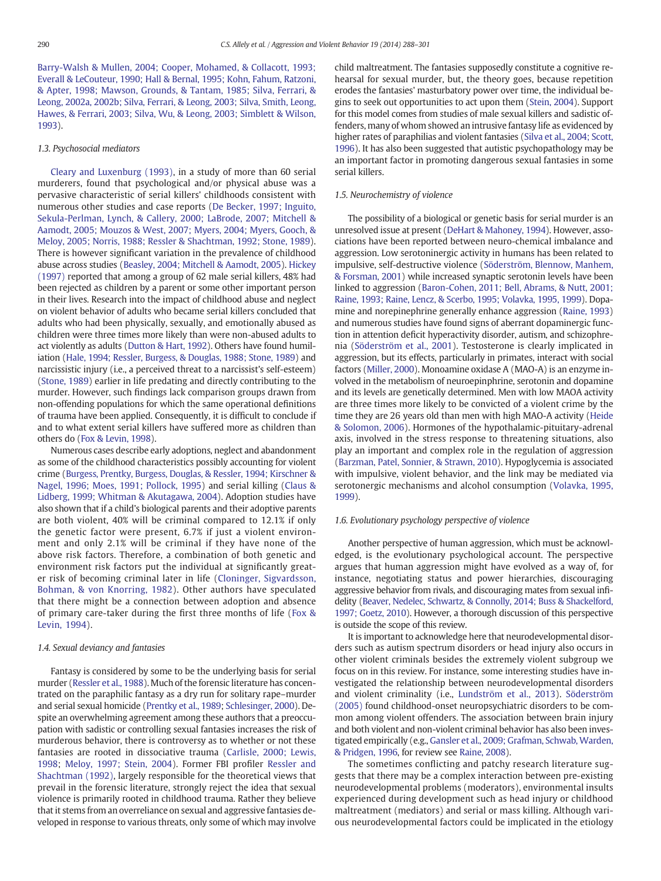Barry-Walsh & Mullen, 2004; Cooper, Mohamed, & Collacott, 1993; Everall & LeCouteur, 1990; Hall & Bernal, 1995; Kohn, Fahum, Ratzoni, & Apter, 1998; Mawson, Grounds, & Tantam, 1985; Silva, Ferrari, & Leong, 2002a, 2002b; Silva, Ferrari, & Leong, 2003; Silva, Smith, Leong, Hawes, & Ferrari, 2003; Silva, Wu, & Leong, 2003; Simblett & Wilson, 1993).

### 1.3. Psychosocial mediators

Cleary and Luxenburg (1993), in a study of more than 60 serial murderers, found that psychological and/or physical abuse was a pervasive characteristic of serial killers' childhoods consistent with numerous other studies and case reports (De Becker, 1997; Inguito, Sekula-Perlman, Lynch, & Callery, 2000; LaBrode, 2007; Mitchell & Aamodt, 2005; Mouzos & West, 2007; Myers, 2004; Myers, Gooch, & Meloy, 2005; Norris, 1988; Ressler & Shachtman, 1992; Stone, 1989). There is however significant variation in the prevalence of childhood abuse across studies (Beasley, 2004; Mitchell & Aamodt, 2005). Hickey (1997) reported that among a group of 62 male serial killers, 48% had been rejected as children by a parent or some other important person in their lives. Research into the impact of childhood abuse and neglect on violent behavior of adults who became serial killers concluded that adults who had been physically, sexually, and emotionally abused as children were three times more likely than were non-abused adults to act violently as adults (Dutton & Hart, 1992). Others have found humiliation (Hale, 1994; Ressler, Burgess, & Douglas, 1988; Stone, 1989) and narcissistic injury (i.e., a perceived threat to a narcissist's self-esteem) (Stone, 1989) earlier in life predating and directly contributing to the murder. However, such findings lack comparison groups drawn from non-offending populations for which the same operational definitions of trauma have been applied. Consequently, it is difficult to conclude if and to what extent serial killers have suffered more as children than others do (Fox & Levin, 1998).

Numerous cases describe early adoptions, neglect and abandonment as some of the childhood characteristics possibly accounting for violent crime (Burgess, Prentky, Burgess, Douglas, & Ressler, 1994; Kirschner & Nagel, 1996; Moes, 1991; Pollock, 1995) and serial killing (Claus & Lidberg, 1999; Whitman & Akutagawa, 2004). Adoption studies have also shown that if a child's biological parents and their adoptive parents are both violent, 40% will be criminal compared to 12.1% if only the genetic factor were present, 6.7% if just a violent environment were present and only 2.1% will be criminal if they have none of the above risk factors. Therefore, a combination of both genetic and environment risk factors put the individual at significantly greater risk of becoming criminal later in life (Cloninger, Sigvardsson, Bohman, & von Knorring, 1982). Other authors have speculated that there might be a connection between adoption and absence of primary care-taker during the first three months of life (Fox & Levin, 1994).

### 1.4. Sexual deviancy and fantasies

Fantasy is considered by some to be the underlying basis for serial murder (Ressler et al., 1988). Much of the forensic literature has concentrated on the paraphilic fantasy as a dry run for solitary rape–murder and serial sexual homicide (Prentky et al., 1989; Schlesinger, 2000). Despite an overwhelming agreement among these authors that a preoccupation with sadistic or controlling sexual fantasies increases the risk of murderous behavior, there is controversy as to whether or not these fantasies are rooted in dissociative trauma (Carlisle, 2000; Lewis, 1998; Meloy, 1997; Stein, 2004). Former FBI profiler Ressler and Shachtman (1992), largely responsible for the theoretical views that prevail in the forensic literature, strongly reject the idea that sexual violence is primarily rooted in childhood trauma. Rather they believe that it stems from an overreliance on sexual and aggressive fantasies developed in response to various threats, only some of which may involve child maltreatment. The fantasies supposedly constitute a cognitive rehearsal for sexual murder, but, the theory goes, because repetition erodes the fantasies' masturbatory power over time, the individual begins to seek out opportunities to act upon them (Stein, 2004). Support for this model comes from studies of male sexual killers and sadistic offenders, many of whom showed an intrusive fantasy life as evidenced by higher rates of paraphilias and violent fantasies (Silva et al., 2004; Scott, 1996). It has also been suggested that autistic psychopathology may be an important factor in promoting dangerous sexual fantasies in some serial killers.

### 1.5. Neurochemistry of violence

The possibility of a biological or genetic basis for serial murder is an unresolved issue at present (DeHart & Mahoney, 1994). However, associations have been reported between neuro-chemical imbalance and aggression. Low serotoninergic activity in humans has been related to impulsive, self-destructive violence (Söderström, Blennow, Manhem, & Forsman, 2001) while increased synaptic serotonin levels have been linked to aggression (Baron-Cohen, 2011; Bell, Abrams, & Nutt, 2001; Raine, 1993; Raine, Lencz, & Scerbo, 1995; Volavka, 1995, 1999). Dopamine and norepinephrine generally enhance aggression (Raine, 1993) and numerous studies have found signs of aberrant dopaminergic function in attention deficit hyperactivity disorder, autism, and schizophrenia (Söderström et al., 2001). Testosterone is clearly implicated in aggression, but its effects, particularly in primates, interact with social factors (Miller, 2000). Monoamine oxidase A (MAO-A) is an enzyme involved in the metabolism of neuroepinphrine, serotonin and dopamine and its levels are genetically determined. Men with low MAOA activity are three times more likely to be convicted of a violent crime by the time they are 26 years old than men with high MAO-A activity (Heide & Solomon, 2006). Hormones of the hypothalamic-pituitary-adrenal axis, involved in the stress response to threatening situations, also play an important and complex role in the regulation of aggression (Barzman, Patel, Sonnier, & Strawn, 2010). Hypoglycemia is associated with impulsive, violent behavior, and the link may be mediated via serotonergic mechanisms and alcohol consumption (Volavka, 1995, 1999).

### 1.6. Evolutionary psychology perspective of violence

Another perspective of human aggression, which must be acknowledged, is the evolutionary psychological account. The perspective argues that human aggression might have evolved as a way of, for instance, negotiating status and power hierarchies, discouraging aggressive behavior from rivals, and discouraging mates from sexual infidelity (Beaver, Nedelec, Schwartz, & Connolly, 2014; Buss & Shackelford, 1997; Goetz, 2010). However, a thorough discussion of this perspective is outside the scope of this review.

It is important to acknowledge here that neurodevelopmental disorders such as autism spectrum disorders or head injury also occurs in other violent criminals besides the extremely violent subgroup we focus on in this review. For instance, some interesting studies have investigated the relationship between neurodevelopmental disorders and violent criminality (i.e., Lundström et al., 2013). Söderström (2005) found childhood-onset neuropsychiatric disorders to be common among violent offenders. The association between brain injury and both violent and non-violent criminal behavior has also been investigated empirically (e.g., Gansler et al., 2009; Grafman, Schwab, Warden, & Pridgen, 1996, for review see Raine, 2008).

The sometimes conflicting and patchy research literature suggests that there may be a complex interaction between pre-existing neurodevelopmental problems (moderators), environmental insults experienced during development such as head injury or childhood maltreatment (mediators) and serial or mass killing. Although various neurodevelopmental factors could be implicated in the etiology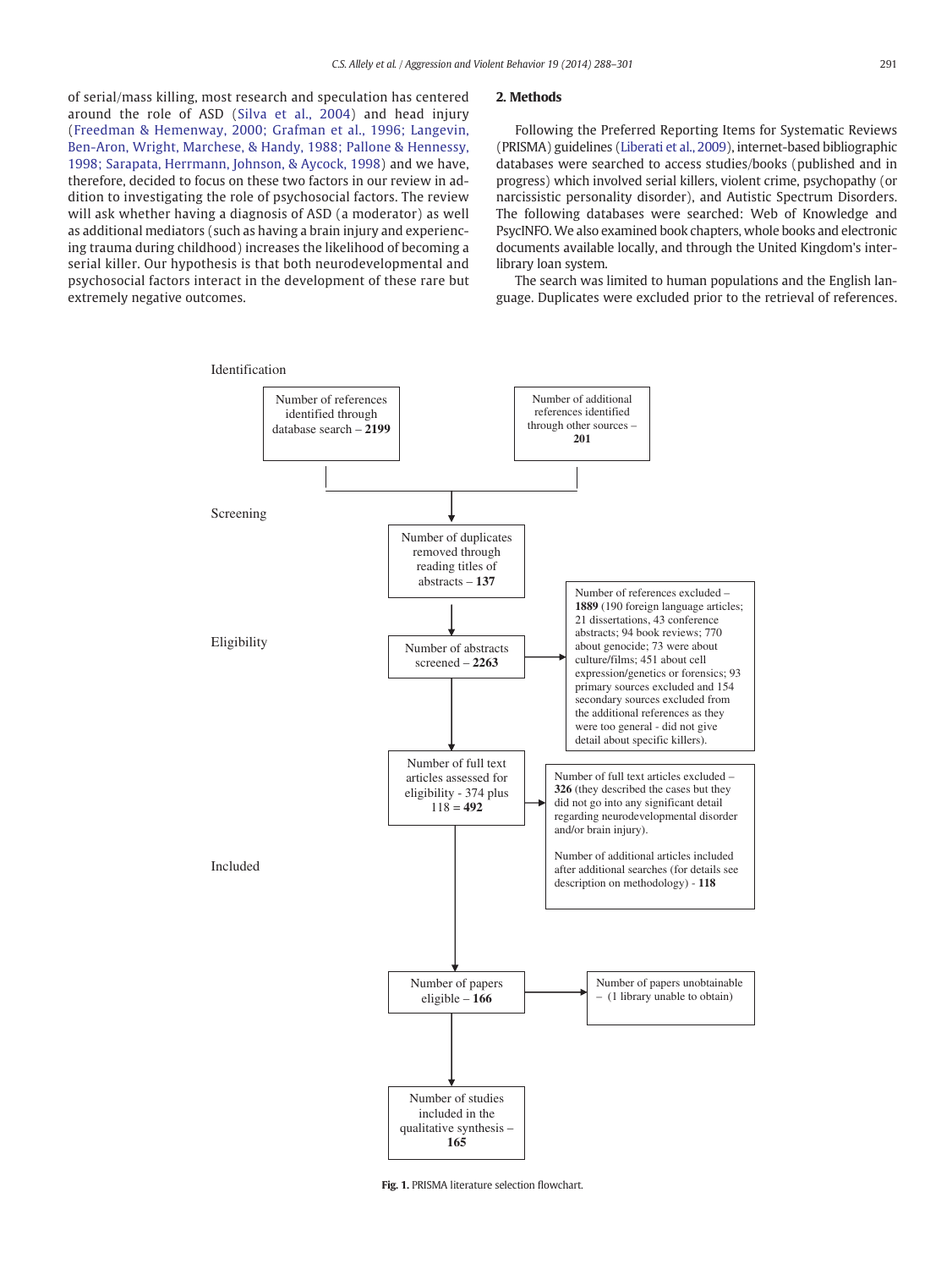of serial/mass killing, most research and speculation has centered around the role of ASD (Silva et al., 2004) and head injury (Freedman & Hemenway, 2000; Grafman et al., 1996; Langevin, Ben-Aron, Wright, Marchese, & Handy, 1988; Pallone & Hennessy, 1998; Sarapata, Herrmann, Johnson, & Aycock, 1998) and we have, therefore, decided to focus on these two factors in our review in addition to investigating the role of psychosocial factors. The review will ask whether having a diagnosis of ASD (a moderator) as well as additional mediators (such as having a brain injury and experiencing trauma during childhood) increases the likelihood of becoming a serial killer. Our hypothesis is that both neurodevelopmental and psychosocial factors interact in the development of these rare but extremely negative outcomes.

## 2. Methods

Following the Preferred Reporting Items for Systematic Reviews (PRISMA) guidelines (Liberati et al., 2009), internet-based bibliographic databases were searched to access studies/books (published and in progress) which involved serial killers, violent crime, psychopathy (or narcissistic personality disorder), and Autistic Spectrum Disorders. The following databases were searched: Web of Knowledge and PsycINFO. We also examined book chapters, whole books and electronic documents available locally, and through the United Kingdom's inter-library loan system.

The search was limited to human populations and the English language. Duplicates were excluded prior to the retrieval of references.

Identification

Number of references identified through database search – **2199**

Number of additional references identified through other sources – **201**

Screening

Number of duplicates removed through reading titles of abstracts – **137**

Eligibility

Number of abstracts screened – **2263**

Number of references excluded – **1889** (190 foreign language articles; 21 dissertations, 43 conference abstracts; 94 book reviews; 770 about genocide; 73 were about culture/films; 451 about cell expression/genetics or forensics; 93 primary sources excluded and 154 secondary sources excluded from the additional references as they were too general - did not give detail about specific killers).

Number of full text articles assessed for eligibility - 374 plus 118 = **492**

Number of full text articles excluded – **326** (they described the cases but they did not go into any significant detail regarding neurodevelopmental disorder and/or brain injury).

Number of additional articles included after additional searches (for details see description on methodology) - **118**

Included

Number of papers eligible – **166**

Number of papers unobtainable – (1 library unable to obtain)

Number of studies included in the qualitative synthesis – **165**

**Fig. 1.** PRISMA literature selection flowchart.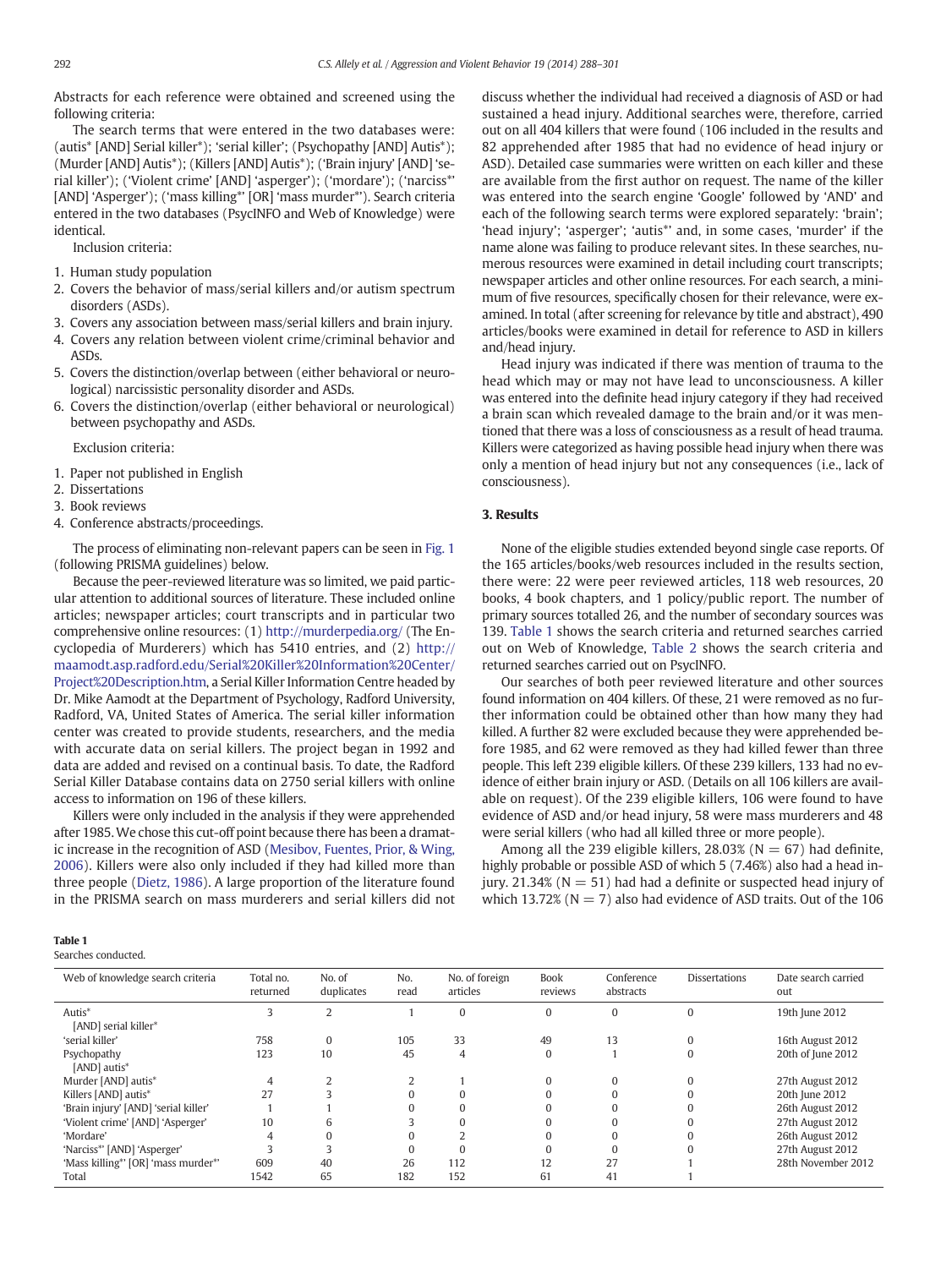Abstracts for each reference were obtained and screened using the following criteria:

The search terms that were entered in the two databases were: (autis* [AND] Serial killer*); 'serial killer'; (Psychopathy [AND] Autis*); (Murder [AND] Autis*); (Killers [AND] Autis*); ('Brain injury' [AND] 'serial killer'); ('Violent crime' [AND] 'asperger'); ('mordare'); ('narciss*' [AND] 'Asperger'); ('mass killing*' [OR] 'mass murder*'). Search criteria entered in the two databases (PsycINFO and Web of Knowledge) were identical.

Inclusion criteria:

1. Human study population
2. Covers the behavior of mass/serial killers and/or autism spectrum disorders (ASDs).
3. Covers any association between mass/serial killers and brain injury.
4. Covers any relation between violent crime/criminal behavior and ASDs.
5. Covers the distinction/overlap between (either behavioral or neurological) narcissistic personality disorder and ASDs.
6. Covers the distinction/overlap (either behavioral or neurological) between psychopathy and ASDs.

Exclusion criteria:

1. Paper not published in English
2. Dissertations
3. Book reviews
4. Conference abstracts/proceedings.

The process of eliminating non-relevant papers can be seen in Fig. 1 (following PRISMA guidelines) below.

Because the peer-reviewed literature was so limited, we paid particular attention to additional sources of literature. These included online articles; newspaper articles; court transcripts and in particular two comprehensive online resources: (1) http://murderpedia.org/ (The Encyclopedia of Murderers) which has 5410 entries, and (2) http://maamodt.asp.radford.edu/Serial%20Killer%20Information%20Center/Project%20Description.htm, a Serial Killer Information Centre headed by Dr. Mike Aamodt at the Department of Psychology, Radford University, Radford, VA, United States of America. The serial killer information center was created to provide students, researchers, and the media with accurate data on serial killers. The project began in 1992 and data are added and revised on a continual basis. To date, the Radford Serial Killer Database contains data on 2750 serial killers with online access to information on 196 of these killers.

Killers were only included in the analysis if they were apprehended after 1985. We chose this cut-off point because there has been a dramatic increase in the recognition of ASD (Mesibov, Fuentes, Prior, & Wing, 2006). Killers were also only included if they had killed more than three people (Dietz, 1986). A large proportion of the literature found in the PRISMA search on mass murderers and serial killers did not discuss whether the individual had received a diagnosis of ASD or had sustained a head injury. Additional searches were, therefore, carried out on all 404 killers that were found (106 included in the results and 82 apprehended after 1985 that had no evidence of head injury or ASD). Detailed case summaries were written on each killer and these are available from the first author on request. The name of the killer was entered into the search engine 'Google' followed by 'AND' and each of the following search terms were explored separately: 'brain'; 'head injury'; 'asperger'; 'autis*' and, in some cases, 'murder' if the name alone was failing to produce relevant sites. In these searches, numerous resources were examined in detail including court transcripts; newspaper articles and other online resources. For each search, a minimum of five resources, specifically chosen for their relevance, were examined. In total (after screening for relevance by title and abstract), 490 articles/books were examined in detail for reference to ASD in killers and/head injury.

Head injury was indicated if there was mention of trauma to the head which may or may not have lead to unconsciousness. A killer was entered into the definite head injury category if they had received a brain scan which revealed damage to the brain and/or it was mentioned that there was a loss of consciousness as a result of head trauma. Killers were categorized as having possible head injury when there was only a mention of head injury but not any consequences (i.e., lack of consciousness).

## 3. Results

None of the eligible studies extended beyond single case reports. Of the 165 articles/books/web resources included in the results section, there were: 22 were peer reviewed articles, 118 web resources, 20 books, 4 book chapters, and 1 policy/public report. The number of primary sources totalled 26, and the number of secondary sources was 139. Table 1 shows the search criteria and returned searches carried out on Web of Knowledge, Table 2 shows the search criteria and returned searches carried out on PsycINFO.

Our searches of both peer reviewed literature and other sources found information on 404 killers. Of these, 21 were removed as no further information could be obtained other than how many they had killed. A further 82 were excluded because they were apprehended before 1985, and 62 were removed as they had killed fewer than three people. This left 239 eligible killers. Of these 239 killers, 133 had no evidence of either brain injury or ASD. (Details on all 106 killers are available on request). Of the 239 eligible killers, 106 were found to have evidence of ASD and/or head injury, 58 were mass murderers and 48 were serial killers (who had all killed three or more people).

Among all the 239 eligible killers, 28.03% (N = 67) had definite, highly probable or possible ASD of which 5 (7.46%) also had a head injury. 21.34% (N = 51) had had a definite or suspected head injury of which 13.72% (N = 7) also had evidence of ASD traits. Out of the 106

**Table 1**
Searches conducted.

| Web of knowledge search criteria | Total no. returned | No. of duplicates | No. read | No. of foreign articles | Book reviews | Conference abstracts | Dissertations | Date search carried out |
|---|---|---|---|---|---|---|---|---|
| Autis* [AND] serial killer* | 3 | 2 | 1 | 0 | 0 | 0 | 0 | 19th June 2012 |
| 'serial killer' | 758 | 0 | 105 | 33 | 49 | 13 | 0 | 16th August 2012 |
| Psychopathy [AND] autis* | 123 | 10 | 45 | 4 | 0 | 1 | 0 | 20th of June 2012 |
| Murder [AND] autis* | 4 | 2 | 2 | 1 | 0 | 0 | 0 | 27th August 2012 |
| Killers [AND] autis* | 27 | 3 | 0 | 0 | 0 | 0 | 0 | 20th June 2012 |
| 'Brain injury' [AND] 'serial killer' | 1 | 1 | 0 | 0 | 0 | 0 | 0 | 26th August 2012 |
| 'Violent crime' [AND] 'Asperger' | 10 | 6 | 3 | 0 | 0 | 0 | 0 | 27th August 2012 |
| 'Mordare' | 4 | 0 | 0 | 2 | 0 | 0 | 0 | 26th August 2012 |
| 'Narciss*' [AND] 'Asperger' | 3 | 3 | 0 | 0 | 0 | 0 | 0 | 27th August 2012 |
| 'Mass killing*' [OR] 'mass murder*' | 609 | 40 | 26 | 112 | 12 | 27 | 1 | 28th November 2012 |
| Total | 1542 | 65 | 182 | 152 | 61 | 41 | 1 | |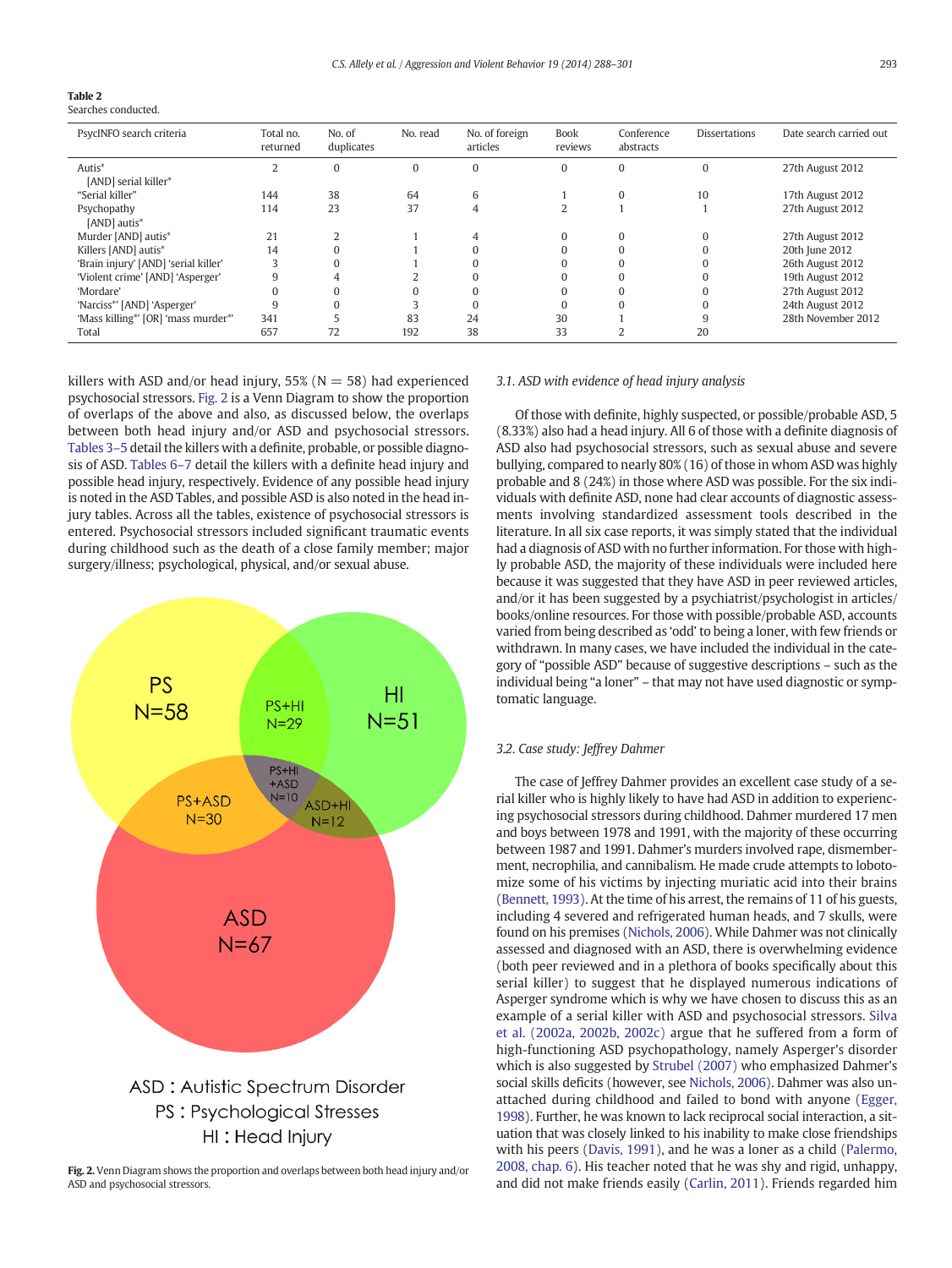**Table 2**
Searches conducted.

| PsycINFO search criteria | Total no. returned | No. of duplicates | No. read | No. of foreign articles | Book reviews | Conference abstracts | Dissertations | Date search carried out |
|---|---|---|---|---|---|---|---|---|
| Autis* [AND] serial killer* | 2 | 0 | 0 | 0 | 0 | 0 | 0 | 27th August 2012 |
| "Serial killer" | 144 | 38 | 64 | 6 | 1 | 0 | 10 | 17th August 2012 |
| Psychopathy [AND] autis* | 114 | 23 | 37 | 4 | 2 | 1 | 1 | 27th August 2012 |
| Murder [AND] autis* | 21 | 2 | 1 | 4 | 0 | 0 | 0 | 27th August 2012 |
| Killers [AND] autis* | 14 | 0 | 1 | 0 | 0 | 0 | 0 | 20th June 2012 |
| 'Brain injury' [AND] 'serial killer' | 3 | 0 | 1 | 0 | 0 | 0 | 0 | 26th August 2012 |
| 'Violent crime' [AND] 'Asperger' | 9 | 4 | 2 | 0 | 0 | 0 | 0 | 19th August 2012 |
| 'Mordare' | 0 | 0 | 0 | 0 | 0 | 0 | 0 | 27th August 2012 |
| 'Narciss*' [AND] 'Asperger' | 9 | 0 | 3 | 0 | 0 | 0 | 0 | 24th August 2012 |
| 'Mass killing*' [OR] 'mass murder*' | 341 | 5 | 83 | 24 | 30 | 1 | 9 | 28th November 2012 |
| Total | 657 | 72 | 192 | 38 | 33 | 2 | 20 | |

killers with ASD and/or head injury, 55% (N = 58) had experienced psychosocial stressors. Fig. 2 is a Venn Diagram to show the proportion of overlaps of the above and also, as discussed below, the overlaps between both head injury and/or ASD and psychosocial stressors. Tables 3–5 detail the killers with a definite, probable, or possible diagnosis of ASD. Tables 6–7 detail the killers with a definite head injury and possible head injury, respectively. Evidence of any possible head injury is noted in the ASD Tables, and possible ASD is also noted in the head injury tables. Across all the tables, existence of psychosocial stressors is entered. Psychosocial stressors included significant traumatic events during childhood such as the death of a close family member; major surgery/illness; psychological, physical, and/or sexual abuse.

PS N=58; HI N=51; ASD N=67; PS+HI N=29; PS+ASD N=30; ASD+HI N=12; PS+HI+ASD N=10

ASD : Autistic Spectrum Disorder
PS : Psychological Stresses
HI : Head Injury

**Fig. 2.** Venn Diagram shows the proportion and overlaps between both head injury and/or ASD and psychosocial stressors.

### *3.1. ASD with evidence of head injury analysis*

Of those with definite, highly suspected, or possible/probable ASD, 5 (8.33%) also had a head injury. All 6 of those with a definite diagnosis of ASD also had psychosocial stressors, such as sexual abuse and severe bullying, compared to nearly 80% (16) of those in whom ASD was highly probable and 8 (24%) in those where ASD was possible. For the six individuals with definite ASD, none had clear accounts of diagnostic assessments involving standardized assessment tools described in the literature. In all six case reports, it was simply stated that the individual had a diagnosis of ASD with no further information. For those with highly probable ASD, the majority of these individuals were included here because it was suggested that they have ASD in peer reviewed articles, and/or it has been suggested by a psychiatrist/psychologist in articles/books/online resources. For those with possible/probable ASD, accounts varied from being described as 'odd' to being a loner, with few friends or withdrawn. In many cases, we have included the individual in the category of "possible ASD" because of suggestive descriptions – such as the individual being "a loner" – that may not have used diagnostic or symptomatic language.

### *3.2. Case study: Jeffrey Dahmer*

The case of Jeffrey Dahmer provides an excellent case study of a serial killer who is highly likely to have had ASD in addition to experiencing psychosocial stressors during childhood. Dahmer murdered 17 men and boys between 1978 and 1991, with the majority of these occurring between 1987 and 1991. Dahmer's murders involved rape, dismemberment, necrophilia, and cannibalism. He made crude attempts to lobotomize some of his victims by injecting muriatic acid into their brains (Bennett, 1993). At the time of his arrest, the remains of 11 of his guests, including 4 severed and refrigerated human heads, and 7 skulls, were found on his premises (Nichols, 2006). While Dahmer was not clinically assessed and diagnosed with an ASD, there is overwhelming evidence (both peer reviewed and in a plethora of books specifically about this serial killer) to suggest that he displayed numerous indications of Asperger syndrome which is why we have chosen to discuss this as an example of a serial killer with ASD and psychosocial stressors. Silva et al. (2002a, 2002b, 2002c) argue that he suffered from a form of high-functioning ASD psychopathology, namely Asperger's disorder which is also suggested by Strubel (2007) who emphasized Dahmer's social skills deficits (however, see Nichols, 2006). Dahmer was also unattached during childhood and failed to bond with anyone (Egger, 1998). Further, he was known to lack reciprocal social interaction, a situation that was closely linked to his inability to make close friendships with his peers (Davis, 1991), and he was a loner as a child (Palermo, 2008, chap. 6). His teacher noted that he was shy and rigid, unhappy, and did not make friends easily (Carlin, 2011). Friends regarded him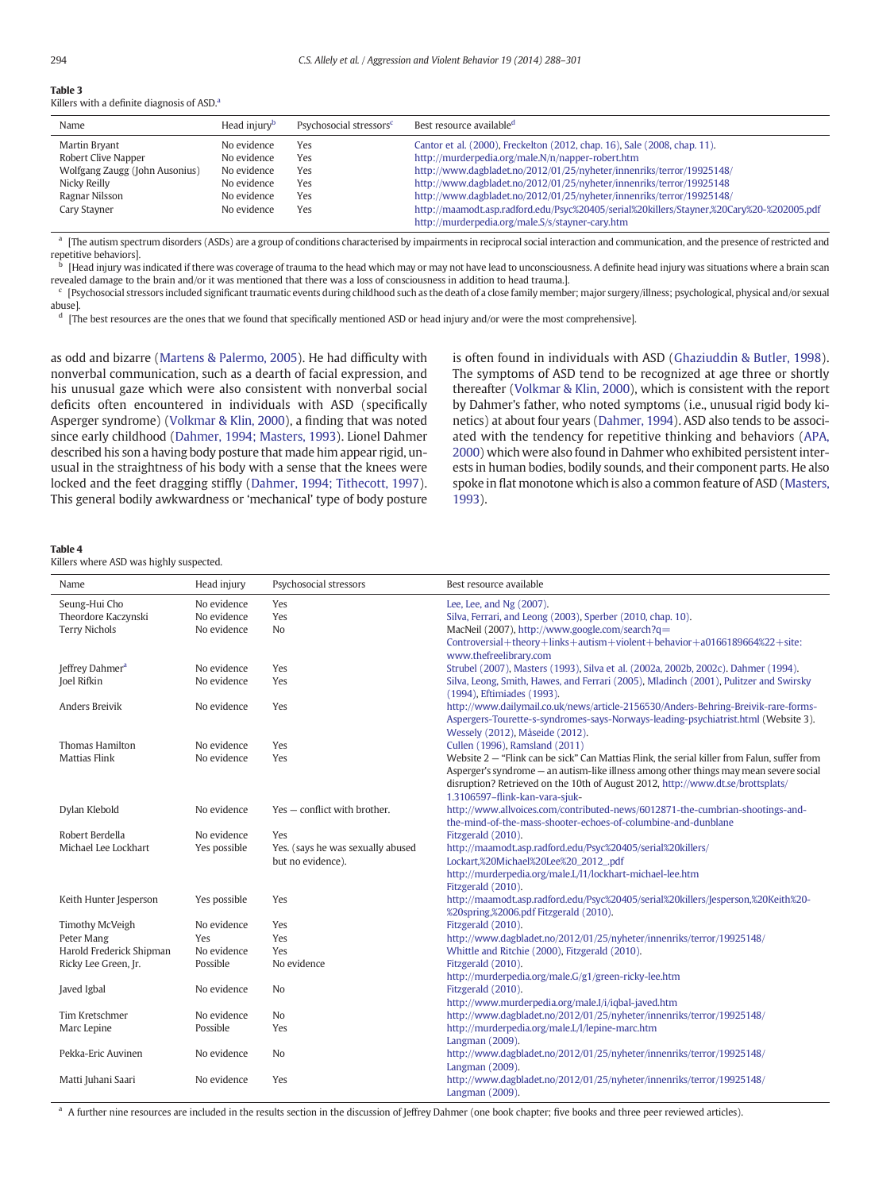**Table 3**
Killers with a definite diagnosis of ASD.[a]

| Name | Head injury[b] | Psychosocial stressors[c] | Best resource available[d] |
|---|---|---|---|
| Martin Bryant | No evidence | Yes | Cantor et al. (2000), Freckelton (2012, chap. 16), Sale (2008, chap. 11). |
| Robert Clive Napper | No evidence | Yes | http://murderpedia.org/male.N/n/napper-robert.htm |
| Wolfgang Zaugg (John Ausonius) | No evidence | Yes | http://www.dagbladet.no/2012/01/25/nyheter/innenriks/terror/19925148/ |
| Nicky Reilly | No evidence | Yes | http://www.dagbladet.no/2012/01/25/nyheter/innenriks/terror/19925148 |
| Ragnar Nilsson | No evidence | Yes | http://www.dagbladet.no/2012/01/25/nyheter/innenriks/terror/19925148/ |
| Cary Stayner | No evidence | Yes | http://maamodt.asp.radford.edu/Psyc%20405/serial%20killers/Stayner,%20Cary%20-%202005.pdf http://murderpedia.org/male.S/s/stayner-cary.htm |

[a] [The autism spectrum disorders (ASDs) are a group of conditions characterised by impairments in reciprocal social interaction and communication, and the presence of restricted and repetitive behaviors].

[b] [Head injury was indicated if there was coverage of trauma to the head which may or may not have lead to unconsciousness. A definite head injury was situations where a brain scan revealed damage to the brain and/or it was mentioned that there was a loss of consciousness in addition to head trauma.].

[c] [Psychosocial stressors included significant traumatic events during childhood such as the death of a close family member; major surgery/illness; psychological, physical and/or sexual abuse].

[d] [The best resources are the ones that we found that specifically mentioned ASD or head injury and/or were the most comprehensive].

as odd and bizarre (Martens & Palermo, 2005). He had difficulty with nonverbal communication, such as a dearth of facial expression, and his unusual gaze which were also consistent with nonverbal social deficits often encountered in individuals with ASD (specifically Asperger syndrome) (Volkmar & Klin, 2000), a finding that was noted since early childhood (Dahmer, 1994; Masters, 1993). Lionel Dahmer described his son a having body posture that made him appear rigid, unusual in the straightness of his body with a sense that the knees were locked and the feet dragging stiffly (Dahmer, 1994; Tithecott, 1997). This general bodily awkwardness or 'mechanical' type of body posture is often found in individuals with ASD (Ghaziuddin & Butler, 1998). The symptoms of ASD tend to be recognized at age three or shortly thereafter (Volkmar & Klin, 2000), which is consistent with the report by Dahmer's father, who noted symptoms (i.e., unusual rigid body kinetics) at about four years (Dahmer, 1994). ASD also tends to be associated with the tendency for repetitive thinking and behaviors (APA, 2000) which were also found in Dahmer who exhibited persistent interests in human bodies, bodily sounds, and their component parts. He also spoke in flat monotone which is also a common feature of ASD (Masters, 1993).

**Table 4**
Killers where ASD was highly suspected.

| Name | Head injury | Psychosocial stressors | Best resource available |
|---|---|---|---|
| Seung-Hui Cho | No evidence | Yes | Lee, Lee, and Ng (2007). |
| Theordore Kaczynski | No evidence | Yes | Silva, Ferrari, and Leong (2003), Sperber (2010, chap. 10). |
| Terry Nichols | No evidence | No | MacNeil (2007), http://www.google.com/search?q=Controversial+theory+links+autism+violent+behavior+a0166189664%22+site:www.thefreelibrary.com |
| Jeffrey Dahmer[a] | No evidence | Yes | Strubel (2007), Masters (1993), Silva et al. (2002a, 2002b, 2002c). Dahmer (1994). |
| Joel Rifkin | No evidence | Yes | Silva, Leong, Smith, Hawes, and Ferrari (2005), Mladinch (2001), Pulitzer and Swirsky (1994), Eftimiades (1993). |
| Anders Breivik | No evidence | Yes | http://www.dailymail.co.uk/news/article-2156530/Anders-Behring-Breivik-rare-forms-Aspergers-Tourette-s-syndromes-says-Norways-leading-psychiatrist.html (Website 3). Wessely (2012), Måseide (2012). |
| Thomas Hamilton | No evidence | Yes | Cullen (1996), Ramsland (2011) |
| Mattias Flink | No evidence | Yes | Website 2 — "Flink can be sick" Can Mattias Flink, the serial killer from Falun, suffer from Asperger's syndrome — an autism-like illness among other things may mean severe social disruption? Retrieved on the 10th of August 2012, http://www.dt.se/brottsplats/1.3106597–flink-kan-vara-sjuk- |
| Dylan Klebold | No evidence | Yes — conflict with brother. | http://www.allvoices.com/contributed-news/6012871-the-cumbrian-shootings-and-the-mind-of-the-mass-shooter-echoes-of-columbine-and-dunblane |
| Robert Berdella | No evidence | Yes | Fitzgerald (2010). |
| Michael Lee Lockhart | Yes possible | Yes. (says he was sexually abused but no evidence). | http://maamodt.asp.radford.edu/Psyc%20405/serial%20killers/Lockart,%20Michael%20Lee%20_2012_.pdf http://murderpedia.org/male.L/l1/lockhart-michael-lee.htm Fitzgerald (2010). |
| Keith Hunter Jesperson | Yes possible | Yes | http://maamodt.asp.radford.edu/Psyc%20405/serial%20killers/Jesperson,%20Keith%20-%20spring,%2006.pdf Fitzgerald (2010). |
| Timothy McVeigh | No evidence | Yes | Fitzgerald (2010). |
| Peter Mang | Yes | Yes | http://www.dagbladet.no/2012/01/25/nyheter/innenriks/terror/19925148/ |
| Harold Frederick Shipman | No evidence | Yes | Whittle and Ritchie (2000), Fitzgerald (2010). |
| Ricky Lee Green, Jr. | Possible | No evidence | Fitzgerald (2010). http://murderpedia.org/male.G/g1/green-ricky-lee.htm |
| Javed Igbal | No evidence | No | Fitzgerald (2010). http://www.murderpedia.org/male.I/i/iqbal-javed.htm |
| Tim Kretschmer | No evidence | No | http://www.dagbladet.no/2012/01/25/nyheter/innenriks/terror/19925148/ |
| Marc Lepine | Possible | Yes | http://murderpedia.org/male.L/l/lepine-marc.htm Langman (2009). |
| Pekka-Eric Auvinen | No evidence | No | http://www.dagbladet.no/2012/01/25/nyheter/innenriks/terror/19925148/ Langman (2009). |
| Matti Juhani Saari | No evidence | Yes | http://www.dagbladet.no/2012/01/25/nyheter/innenriks/terror/19925148/ Langman (2009). |

[a] A further nine resources are included in the results section in the discussion of Jeffrey Dahmer (one book chapter; five books and three peer reviewed articles).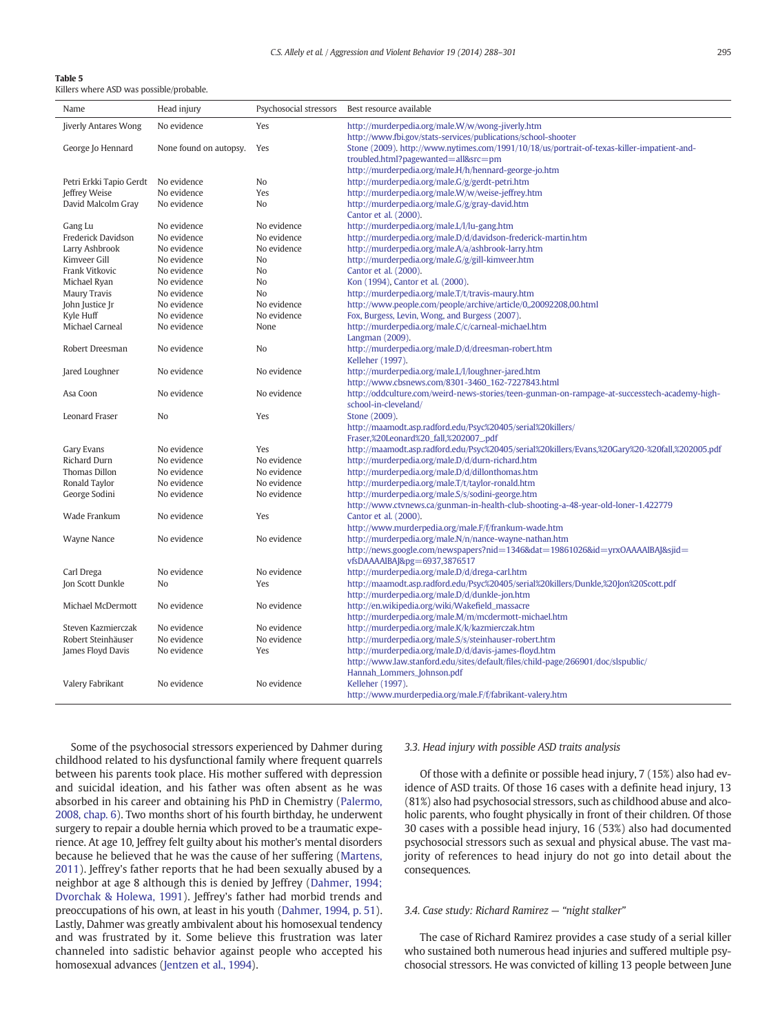**Table 5**
Killers where ASD was possible/probable.

| Name | Head injury | Psychosocial stressors | Best resource available |
|---|---|---|---|
| Jiverly Antares Wong | No evidence | Yes | http://murderpedia.org/male.W/w/wong-jiverly.htm http://www.fbi.gov/stats-services/publications/school-shooter |
| George Jo Hennard | None found on autopsy. | Yes | Stone (2009). http://www.nytimes.com/1991/10/18/us/portrait-of-texas-killer-impatient-and-troubled.html?pagewanted=all&src=pm http://murderpedia.org/male.H/h/hennard-george-jo.htm |
| Petri Erkki Tapio Gerdt | No evidence | No | http://murderpedia.org/male.G/g/gerdt-petri.htm |
| Jeffrey Weise | No evidence | Yes | http://murderpedia.org/male.W/w/weise-jeffrey.htm |
| David Malcolm Gray | No evidence | No | http://murderpedia.org/male.G/g/gray-david.htm Cantor et al. (2000). |
| Gang Lu | No evidence | No evidence | http://murderpedia.org/male.L/l/lu-gang.htm |
| Frederick Davidson | No evidence | No evidence | http://murderpedia.org/male.D/d/davidson-frederick-martin.htm |
| Larry Ashbrook | No evidence | No evidence | http://murderpedia.org/male.A/a/ashbrook-larry.htm |
| Kimveer Gill | No evidence | No | http://murderpedia.org/male.G/g/gill-kimveer.htm |
| Frank Vitkovic | No evidence | No | Cantor et al. (2000). |
| Michael Ryan | No evidence | No | Kon (1994), Cantor et al. (2000). |
| Maury Travis | No evidence | No | http://murderpedia.org/male.T/t/travis-maury.htm |
| John Justice Jr | No evidence | No evidence | http://www.people.com/people/archive/article/0,,20092208,00.html |
| Kyle Huff | No evidence | No evidence | Fox, Burgess, Levin, Wong, and Burgess (2007). |
| Michael Carneal | No evidence | None | http://murderpedia.org/male.C/c/carneal-michael.htm Langman (2009). |
| Robert Dreesman | No evidence | No | http://murderpedia.org/male.D/d/dreesman-robert.htm Kelleher (1997). |
| Jared Loughner | No evidence | No evidence | http://murderpedia.org/male.L/l/loughner-jared.htm http://www.cbsnews.com/8301-3460_162-7227843.html |
| Asa Coon | No evidence | No evidence | http://oddculture.com/weird-news-stories/teen-gunman-on-rampage-at-successtech-academy-high-school-in-cleveland/ |
| Leonard Fraser | No | Yes | Stone (2009). http://maamodt.asp.radford.edu/Psyc%20405/serial%20killers/Fraser,%20Leonard%20_fall,%202007_.pdf |
| Gary Evans | No evidence | Yes | http://maamodt.asp.radford.edu/Psyc%20405/serial%20killers/Evans,%20Gary%20-%20fall,%202005.pdf |
| Richard Durn | No evidence | No evidence | http://murderpedia.org/male.D/d/durn-richard.htm |
| Thomas Dillon | No evidence | No evidence | http://murderpedia.org/male.D/d/dillonthomas.htm |
| Ronald Taylor | No evidence | No evidence | http://murderpedia.org/male.T/t/taylor-ronald.htm |
| George Sodini | No evidence | No evidence | http://murderpedia.org/male.S/s/sodini-george.htm http://www.ctvnews.ca/gunman-in-health-club-shooting-a-48-year-old-loner-1.422779 |
| Wade Frankum | No evidence | Yes | Cantor et al. (2000). http://www.murderpedia.org/male.F/f/frankum-wade.htm |
| Wayne Nance | No evidence | No evidence | http://murderpedia.org/male.N/n/nance-wayne-nathan.htm http://news.google.com/newspapers?nid=1346&dat=19861026&id=yrxOAAAAIBAJ&sjid=vfsDAAAAIBAJ&pg=6937,3876517 |
| Carl Drega | No evidence | No evidence | http://murderpedia.org/male.D/d/drega-carl.htm |
| Jon Scott Dunkle | No | Yes | http://maamodt.asp.radford.edu/Psyc%20405/serial%20killers/Dunkle,%20Jon%20Scott.pdf http://murderpedia.org/male.D/d/dunkle-jon.htm |
| Michael McDermott | No evidence | No evidence | http://en.wikipedia.org/wiki/Wakefield_massacre http://murderpedia.org/male.M/m/mcdermott-michael.htm |
| Steven Kazmierczak | No evidence | No evidence | http://murderpedia.org/male.K/k/kazmierczak.htm |
| Robert Steinhäuser | No evidence | No evidence | http://murderpedia.org/male.S/s/steinhauser-robert.htm |
| James Floyd Davis | No evidence | Yes | http://murderpedia.org/male.D/d/davis-james-floyd.htm http://www.law.stanford.edu/sites/default/files/child-page/266901/doc/slspublic/Hannah_Lommers_Johnson.pdf |
| Valery Fabrikant | No evidence | No evidence | Kelleher (1997). http://www.murderpedia.org/male.F/f/fabrikant-valery.htm |

Some of the psychosocial stressors experienced by Dahmer during childhood related to his dysfunctional family where frequent quarrels between his parents took place. His mother suffered with depression and suicidal ideation, and his father was often absent as he was absorbed in his career and obtaining his PhD in Chemistry (Palermo, 2008, chap. 6). Two months short of his fourth birthday, he underwent surgery to repair a double hernia which proved to be a traumatic experience. At age 10, Jeffrey felt guilty about his mother's mental disorders because he believed that he was the cause of her suffering (Martens, 2011). Jeffrey's father reports that he had been sexually abused by a neighbor at age 8 although this is denied by Jeffrey (Dahmer, 1994; Dvorchak & Holewa, 1991). Jeffrey's father had morbid trends and preoccupations of his own, at least in his youth (Dahmer, 1994, p. 51). Lastly, Dahmer was greatly ambivalent about his homosexual tendency and was frustrated by it. Some believe this frustration was later channeled into sadistic behavior against people who accepted his homosexual advances (Jentzen et al., 1994).

### 3.3. Head injury with possible ASD traits analysis

Of those with a definite or possible head injury, 7 (15%) also had evidence of ASD traits. Of those 16 cases with a definite head injury, 13 (81%) also had psychosocial stressors, such as childhood abuse and alcoholic parents, who fought physically in front of their children. Of those 30 cases with a possible head injury, 16 (53%) also had documented psychosocial stressors such as sexual and physical abuse. The vast majority of references to head injury do not go into detail about the consequences.

### 3.4. Case study: Richard Ramirez — "night stalker"

The case of Richard Ramirez provides a case study of a serial killer who sustained both numerous head injuries and suffered multiple psychosocial stressors. He was convicted of killing 13 people between June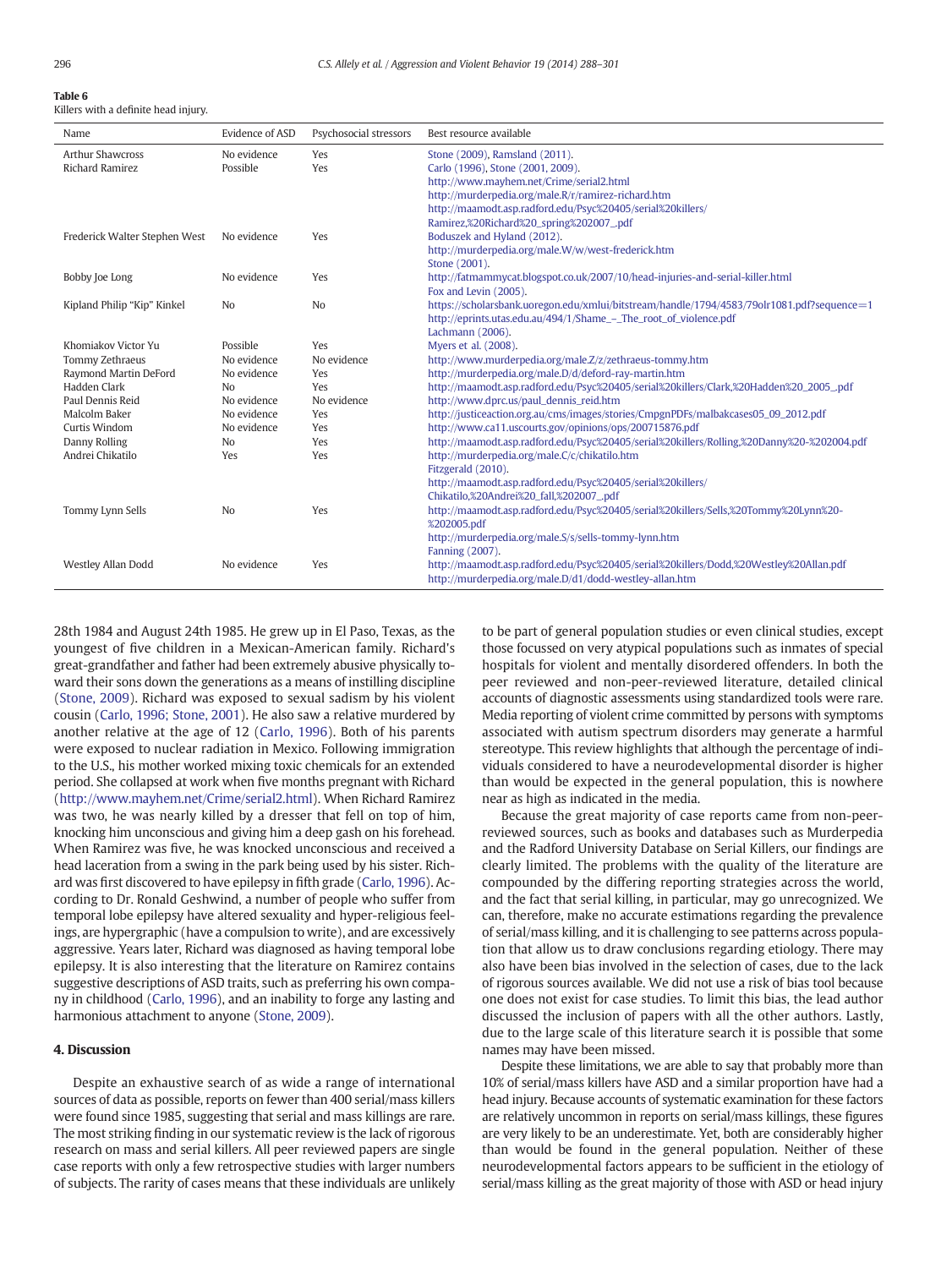**Table 6**
Killers with a definite head injury.

| Name | Evidence of ASD | Psychosocial stressors | Best resource available |
|---|---|---|---|
| Arthur Shawcross | No evidence | Yes | Stone (2009), Ramsland (2011). |
| Richard Ramirez | Possible | Yes | Carlo (1996), Stone (2001, 2009). http://www.mayhem.net/Crime/serial2.html http://murderpedia.org/male.R/r/ramirez-richard.htm http://maamodt.asp.radford.edu/Psyc%20405/serial%20killers/Ramirez,%20Richard%20_spring%202007_.pdf |
| Frederick Walter Stephen West | No evidence | Yes | Boduszek and Hyland (2012). http://murderpedia.org/male.W/w/west-frederick.htm Stone (2001). |
| Bobby Joe Long | No evidence | Yes | http://fatmammycat.blogspot.co.uk/2007/10/head-injuries-and-serial-killer.html Fox and Levin (2005). |
| Kipland Philip "Kip" Kinkel | No | No | https://scholarsbank.uoregon.edu/xmlui/bitstream/handle/1794/4583/79olr1081.pdf?sequence=1 http://eprints.utas.edu.au/494/1/Shame_-_The_root_of_violence.pdf Lachmann (2006). |
| Khomiakov Victor Yu | Possible | Yes | Myers et al. (2008). |
| Tommy Zethraeus | No evidence | No evidence | http://www.murderpedia.org/male.Z/z/zethraeus-tommy.htm |
| Raymond Martin DeFord | No evidence | Yes | http://murderpedia.org/male.D/d/deford-ray-martin.htm |
| Hadden Clark | No | Yes | http://maamodt.asp.radford.edu/Psyc%20405/serial%20killers/Clark,%20Hadden%20_2005_.pdf |
| Paul Dennis Reid | No evidence | No evidence | http://www.dprc.us/paul_dennis_reid.htm |
| Malcolm Baker | No evidence | Yes | http://justiceaction.org.au/cms/images/stories/CmpgnPDFs/malbakcases05_09_2012.pdf |
| Curtis Windom | No evidence | Yes | http://www.ca11.uscourts.gov/opinions/ops/200715876.pdf |
| Danny Rolling | No | Yes | http://maamodt.asp.radford.edu/Psyc%20405/serial%20killers/Rolling,%20Danny%20-%202004.pdf |
| Andrei Chikatilo | Yes | Yes | http://murderpedia.org/male.C/c/chikatilo.htm Fitzgerald (2010). http://maamodt.asp.radford.edu/Psyc%20405/serial%20killers/Chikatilo,%20Andrei%20_fall,%202007_.pdf |
| Tommy Lynn Sells | No | Yes | http://maamodt.asp.radford.edu/Psyc%20405/serial%20killers/Sells,%20Tommy%20Lynn%20-%202005.pdf http://murderpedia.org/male.S/s/sells-tommy-lynn.htm Fanning (2007). |
| Westley Allan Dodd | No evidence | Yes | http://maamodt.asp.radford.edu/Psyc%20405/serial%20killers/Dodd,%20Westley%20Allan.pdf http://murderpedia.org/male.D/d1/dodd-westley-allan.htm |

28th 1984 and August 24th 1985. He grew up in El Paso, Texas, as the youngest of five children in a Mexican-American family. Richard's great-grandfather and father had been extremely abusive physically toward their sons down the generations as a means of instilling discipline (Stone, 2009). Richard was exposed to sexual sadism by his violent cousin (Carlo, 1996; Stone, 2001). He also saw a relative murdered by another relative at the age of 12 (Carlo, 1996). Both of his parents were exposed to nuclear radiation in Mexico. Following immigration to the U.S., his mother worked mixing toxic chemicals for an extended period. She collapsed at work when five months pregnant with Richard (http://www.mayhem.net/Crime/serial2.html). When Richard Ramirez was two, he was nearly killed by a dresser that fell on top of him, knocking him unconscious and giving him a deep gash on his forehead. When Ramirez was five, he was knocked unconscious and received a head laceration from a swing in the park being used by his sister. Richard was first discovered to have epilepsy in fifth grade (Carlo, 1996). According to Dr. Ronald Geshwind, a number of people who suffer from temporal lobe epilepsy have altered sexuality and hyper-religious feelings, are hypergraphic (have a compulsion to write), and are excessively aggressive. Years later, Richard was diagnosed as having temporal lobe epilepsy. It is also interesting that the literature on Ramirez contains suggestive descriptions of ASD traits, such as preferring his own company in childhood (Carlo, 1996), and an inability to forge any lasting and harmonious attachment to anyone (Stone, 2009).

## 4. Discussion

Despite an exhaustive search of as wide a range of international sources of data as possible, reports on fewer than 400 serial/mass killers were found since 1985, suggesting that serial and mass killings are rare. The most striking finding in our systematic review is the lack of rigorous research on mass and serial killers. All peer reviewed papers are single case reports with only a few retrospective studies with larger numbers of subjects. The rarity of cases means that these individuals are unlikely to be part of general population studies or even clinical studies, except those focussed on very atypical populations such as inmates of special hospitals for violent and mentally disordered offenders. In both the peer reviewed and non-peer-reviewed literature, detailed clinical accounts of diagnostic assessments using standardized tools were rare. Media reporting of violent crime committed by persons with symptoms associated with autism spectrum disorders may generate a harmful stereotype. This review highlights that although the percentage of individuals considered to have a neurodevelopmental disorder is higher than would be expected in the general population, this is nowhere near as high as indicated in the media.

Because the great majority of case reports came from non-peer-reviewed sources, such as books and databases such as Murderpedia and the Radford University Database on Serial Killers, our findings are clearly limited. The problems with the quality of the literature are compounded by the differing reporting strategies across the world, and the fact that serial killing, in particular, may go unrecognized. We can, therefore, make no accurate estimations regarding the prevalence of serial/mass killing, and it is challenging to see patterns across population that allow us to draw conclusions regarding etiology. There may also have been bias involved in the selection of cases, due to the lack of rigorous sources available. We did not use a risk of bias tool because one does not exist for case studies. To limit this bias, the lead author discussed the inclusion of papers with all the other authors. Lastly, due to the large scale of this literature search it is possible that some names may have been missed.

Despite these limitations, we are able to say that probably more than 10% of serial/mass killers have ASD and a similar proportion have had a head injury. Because accounts of systematic examination for these factors are relatively uncommon in reports on serial/mass killings, these figures are very likely to be an underestimate. Yet, both are considerably higher than would be found in the general population. Neither of these neurodevelopmental factors appears to be sufficient in the etiology of serial/mass killing as the great majority of those with ASD or head injury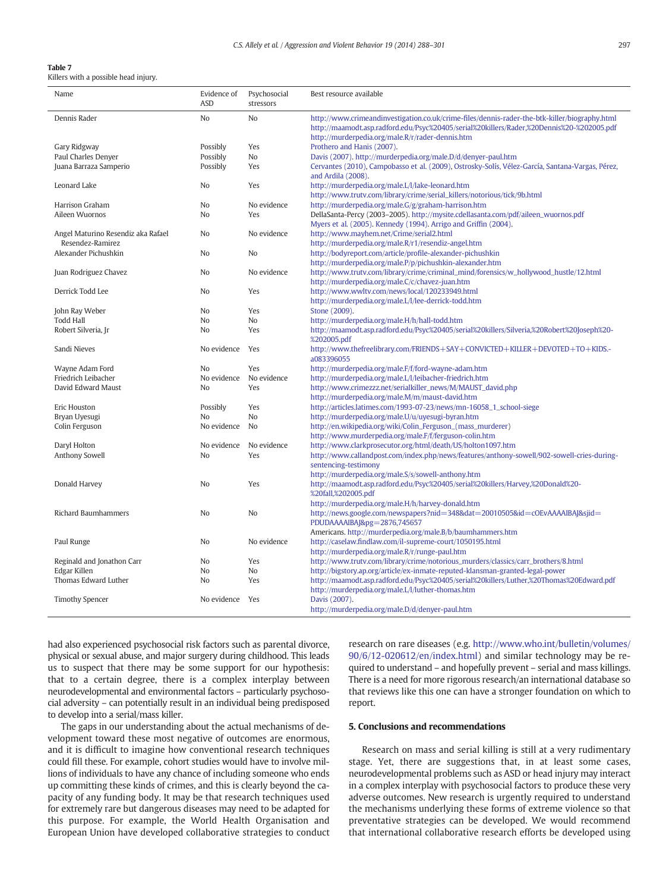**Table 7**
Killers with a possible head injury.

| Name | Evidence of ASD | Psychosocial stressors | Best resource available |
|---|---|---|---|
| Dennis Rader | No | No | http://www.crimeandinvestigation.co.uk/crime-files/dennis-rader-the-btk-killer/biography.html http://maamodt.asp.radford.edu/Psyc%20405/serial%20killers/Rader,%20Dennis%20-%202005.pdf http://murderpedia.org/male.R/r/rader-dennis.htm |
| Gary Ridgway | Possibly | Yes | Prothero and Hanis (2007). |
| Paul Charles Denyer | Possibly | No | Davis (2007). http://murderpedia.org/male.D/d/denyer-paul.htm |
| Juana Barraza Samperio | Possibly | Yes | Cervantes (2010), Campobasso et al. (2009), Ostrosky-Solís, Vélez-García, Santana-Vargas, Pérez, and Ardila (2008). |
| Leonard Lake | No | Yes | http://murderpedia.org/male.L/l/lake-leonard.htm http://www.trutv.com/library/crime/serial_killers/notorious/tick/9b.html |
| Harrison Graham | No | No evidence | http://murderpedia.org/male.G/g/graham-harrison.htm |
| Aileen Wuornos | No | Yes | DellaSanta-Percy (2003–2005). http://mysite.cdellasanta.com/pdf/aileen_wuornos.pdf Myers et al. (2005). Kennedy (1994). Arrigo and Griffin (2004). |
| Angel Maturino Resendiz aka Rafael Resendez-Ramirez | No | No evidence | http://www.mayhem.net/Crime/serial2.html http://murderpedia.org/male.R/r1/resendiz-angel.htm |
| Alexander Pichushkin | No | No | http://bodyreport.com/article/profile-alexander-pichushkin http://murderpedia.org/male.P/p/pichushkin-alexander.htm |
| Juan Rodriguez Chavez | No | No evidence | http://www.trutv.com/library/crime/criminal_mind/forensics/w_hollywood_hustle/12.html http://murderpedia.org/male.C/c/chavez-juan.htm |
| Derrick Todd Lee | No | Yes | http://www.wwltv.com/news/local/120233949.html http://murderpedia.org/male.L/l/lee-derrick-todd.htm |
| John Ray Weber | No | Yes | Stone (2009). |
| Todd Hall | No | No | http://murderpedia.org/male.H/h/hall-todd.htm |
| Robert Silveria, Jr | No | Yes | http://maamodt.asp.radford.edu/Psyc%20405/serial%20killers/Silveria,%20Robert%20Joseph%20-%202005.pdf |
| Sandi Nieves | No evidence | Yes | http://www.thefreelibrary.com/FRIENDS+SAY+CONVICTED+KILLER+DEVOTED+TO+KIDS.-a083396055 |
| Wayne Adam Ford | No | Yes | http://murderpedia.org/male.F/f/ford-wayne-adam.htm |
| Friedrich Leibacher | No evidence | No evidence | http://murderpedia.org/male.L/l/leibacher-friedrich.htm |
| David Edward Maust | No | Yes | http://www.crimezzz.net/serialkiller_news/M/MAUST_david.php http://murderpedia.org/male.M/m/maust-david.htm |
| Eric Houston | Possibly | Yes | http://articles.latimes.com/1993-07-23/news/mn-16058_1_school-siege |
| Bryan Uyesugi | No | No | http://murderpedia.org/male.U/u/uyesugi-byran.htm |
| Colin Ferguson | No evidence | No | http://en.wikipedia.org/wiki/Colin_Ferguson_(mass_murderer) http://www.murderpedia.org/male.F/f/ferguson-colin.htm |
| Daryl Holton | No evidence | No evidence | http://www.clarkprosecutor.org/html/death/US/holton1097.htm |
| Anthony Sowell | No | Yes | http://www.callandpost.com/index.php/news/features/anthony-sowell/902-sowell-cries-during-sentencing-testimony http://murderpedia.org/male.S/s/sowell-anthony.htm |
| Donald Harvey | No | Yes | http://maamodt.asp.radford.edu/Psyc%20405/serial%20killers/Harvey,%20Donald%20-%20fall,%202005.pdf http://murderpedia.org/male.H/h/harvey-donald.htm |
| Richard Baumhammers | No | No | http://news.google.com/newspapers?nid=348&dat=20010505&id=cOEvAAAAIBAJ&sjid=PDUDAAAAIBAJ&pg=2876,745657 Americans. http://murderpedia.org/male.B/b/baumhammers.htm |
| Paul Runge | No | No evidence | http://caselaw.findlaw.com/il-supreme-court/1050195.html http://murderpedia.org/male.R/r/runge-paul.htm |
| Reginald and Jonathon Carr | No | Yes | http://www.trutv.com/library/crime/notorious_murders/classics/carr_brothers/8.html |
| Edgar Killen | No | No | http://bigstory.ap.org/article/ex-inmate-reputed-klansman-granted-legal-power |
| Thomas Edward Luther | No | Yes | http://maamodt.asp.radford.edu/Psyc%20405/serial%20killers/Luther,%20Thomas%20Edward.pdf http://murderpedia.org/male.L/l/luther-thomas.htm |
| Timothy Spencer | No evidence | Yes | Davis (2007). http://murderpedia.org/male.D/d/denyer-paul.htm |

had also experienced psychosocial risk factors such as parental divorce, physical or sexual abuse, and major surgery during childhood. This leads us to suspect that there may be some support for our hypothesis: that to a certain degree, there is a complex interplay between neurodevelopmental and environmental factors – particularly psychosocial adversity – can potentially result in an individual being predisposed to develop into a serial/mass killer.

The gaps in our understanding about the actual mechanisms of development toward these most negative of outcomes are enormous, and it is difficult to imagine how conventional research techniques could fill these. For example, cohort studies would have to involve millions of individuals to have any chance of including someone who ends up committing these kinds of crimes, and this is clearly beyond the capacity of any funding body. It may be that research techniques used for extremely rare but dangerous diseases may need to be adapted for this purpose. For example, the World Health Organisation and European Union have developed collaborative strategies to conduct research on rare diseases (e.g. http://www.who.int/bulletin/volumes/90/6/12-020612/en/index.html) and similar technology may be required to understand – and hopefully prevent – serial and mass killings. There is a need for more rigorous research/an international database so that reviews like this one can have a stronger foundation on which to report.

## 5. Conclusions and recommendations

Research on mass and serial killing is still at a very rudimentary stage. Yet, there are suggestions that, in at least some cases, neurodevelopmental problems such as ASD or head injury may interact in a complex interplay with psychosocial factors to produce these very adverse outcomes. New research is urgently required to understand the mechanisms underlying these forms of extreme violence so that preventative strategies can be developed. We would recommend that international collaborative research efforts be developed using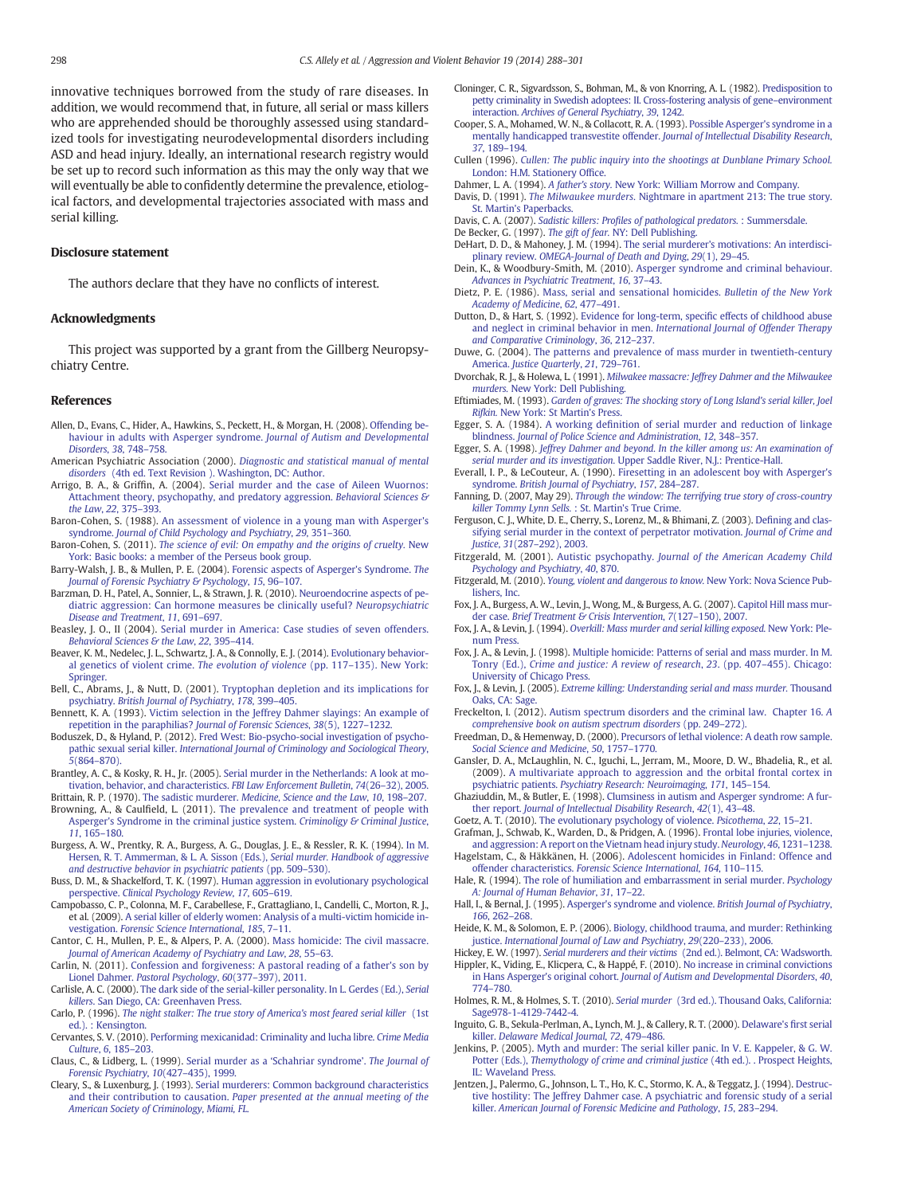innovative techniques borrowed from the study of rare diseases. In addition, we would recommend that, in future, all serial or mass killers who are apprehended should be thoroughly assessed using standardized tools for investigating neurodevelopmental disorders including ASD and head injury. Ideally, an international research registry would be set up to record such information as this may the only way that we will eventually be able to confidently determine the prevalence, etiological factors, and developmental trajectories associated with mass and serial killing.

## Disclosure statement

The authors declare that they have no conflicts of interest.

## Acknowledgments

This project was supported by a grant from the Gillberg Neuropsychiatry Centre.

## References

Allen, D., Evans, C., Hider, A., Hawkins, S., Peckett, H., & Morgan, H. (2008). Offending behaviour in adults with Asperger syndrome. *Journal of Autism and Developmental Disorders*, *38*, 748–758.

American Psychiatric Association (2000). *Diagnostic and statistical manual of mental disorders* (4th ed. Text Revision ). Washington, DC: Author.

Arrigo, B. A., & Griffin, A. (2004). Serial murder and the case of Aileen Wuornos: Attachment theory, psychopathy, and predatory aggression. *Behavioral Sciences & the Law*, *22*, 375–393.

Baron-Cohen, S. (1988). An assessment of violence in a young man with Asperger's syndrome. *Journal of Child Psychology and Psychiatry*, *29*, 351–360.

Baron-Cohen, S. (2011). *The science of evil: On empathy and the origins of cruelty*. New York: Basic books: a member of the Perseus book group.

Barry-Walsh, J. B., & Mullen, P. E. (2004). Forensic aspects of Asperger's Syndrome. *The Journal of Forensic Psychiatry & Psychology*, *15*, 96–107.

Barzman, D. H., Patel, A., Sonnier, L., & Strawn, J. R. (2010). Neuroendocrine aspects of pediatric aggression: Can hormone measures be clinically useful? *Neuropsychiatric Disease and Treatment*, *11*, 691–697.

Beasley, J. O., II (2004). Serial murder in America: Case studies of seven offenders. *Behavioral Sciences & the Law*, *22*, 395–414.

Beaver, K. M., Nedelec, J. L., Schwartz, J. A., & Connolly, E. J. (2014). Evolutionary behavioral genetics of violent crime. *The evolution of violence* (pp. 117–135). New York: Springer.

Bell, C., Abrams, J., & Nutt, D. (2001). Tryptophan depletion and its implications for psychiatry. *British Journal of Psychiatry*, *178*, 399–405.

Bennett, K. A. (1993). Victim selection in the Jeffrey Dahmer slayings: An example of repetition in the paraphilias? *Journal of Forensic Sciences*, *38*(5), 1227–1232.

Boduszek, D., & Hyland, P. (2012). Fred West: Bio-psycho-social investigation of psychopathic sexual serial killer. *International Journal of Criminology and Sociological Theory*, *5*(864–870).

Brantley, A. C., & Kosky, R. H., Jr. (2005). Serial murder in the Netherlands: A look at motivation, behavior, and characteristics. *FBI Law Enforcement Bulletin*, *74*(26–32), 2005.

Brittain, R. P. (1970). The sadistic murderer. *Medicine, Science and the Law*, *10*, 198–207.

Browning, A., & Caulfield, L. (2011). The prevalence and treatment of people with Asperger's Syndrome in the criminal justice system. *Criminology & Criminal Justice*, *11*, 165–180.

Burgess, A. W., Prentky, R. A., Burgess, A. G., Douglas, J. E., & Ressler, R. K. (1994). In M. Hersen, R. T. Ammerman, & L. A. Sisson (Eds.), *Serial murder. Handbook of aggressive and destructive behavior in psychiatric patients* (pp. 509–530).

Buss, D. M., & Shackelford, T. K. (1997). Human aggression in evolutionary psychological perspective. *Clinical Psychology Review*, *17*, 605–619.

Campobasso, C. P., Colonna, M. F., Carabellese, F., Grattagliano, I., Candelli, C., Morton, R. J., et al. (2009). A serial killer of elderly women: Analysis of a multi-victim homicide investigation. *Forensic Science International*, *185*, 7–11.

Cantor, C. H., Mullen, P. E., & Alpers, P. A. (2000). Mass homicide: The civil massacre. *Journal of American Academy of Psychiatry and Law*, *28*, 55–63.

Carlin, N. (2011). Confession and forgiveness: A pastoral reading of a father's son by Lionel Dahmer. *Pastoral Psychology*, *60*(377–397), 2011.

Carlisle, A. C. (2000). The dark side of the serial-killer personality. In L. Gerdes (Ed.), *Serial killers*. San Diego, CA: Greenhaven Press.

Carlo, P. (1996). *The night stalker: The true story of America's most feared serial killer* (1st ed.). : Kensington.

Cervantes, S. V. (2010). Performing mexicanidad: Criminality and lucha libre. *Crime Media Culture*, *6*, 185–203.

Claus, C., & Lidberg, L. (1999). Serial murder as a 'Schahriar syndrome'. *The Journal of Forensic Psychiatry*, *10*(427–435), 1999.

Cleary, S., & Luxenburg, J. (1993). Serial murderers: Common background characteristics and their contribution to causation. *Paper presented at the annual meeting of the American Society of Criminology, Miami, FL*.

Cloninger, C. R., Sigvardsson, S., Bohman, M., & von Knorring, A. L. (1982). Predisposition to petty criminality in Swedish adoptees: II. Cross-fostering analysis of gene–environment interaction. *Archives of General Psychiatry*, *39*, 1242.

Cooper, S. A., Mohamed, W. N., & Collacott, R. A. (1993). Possible Asperger's syndrome in a mentally handicapped transvestite offender. *Journal of Intellectual Disability Research*, *37*, 189–194.

Cullen (1996). *Cullen: The public inquiry into the shootings at Dunblane Primary School*. London: H.M. Stationery Office.

Dahmer, L. A. (1994). *A father's story*. New York: William Morrow and Company.

Davis, D. (1991). *The Milwaukee murders*. Nightmare in apartment 213: The true story. St. Martin's Paperbacks.

Davis, C. A. (2007). *Sadistic killers: Profiles of pathological predators*. : Summersdale.

De Becker, G. (1997). *The gift of fear*. NY: Dell Publishing.

DeHart, D. D., & Mahoney, J. M. (1994). The serial murderer's motivations: An interdisciplinary review. *OMEGA-Journal of Death and Dying*, *29*(1), 29–45.

Dein, K., & Woodbury-Smith, M. (2010). Asperger syndrome and criminal behaviour. *Advances in Psychiatric Treatment*, *16*, 37–43.

Dietz, P. E. (1986). Mass, serial and sensational homicides. *Bulletin of the New York Academy of Medicine*, *62*, 477–491.

Dutton, D., & Hart, S. (1992). Evidence for long-term, specific effects of childhood abuse and neglect in criminal behavior in men. *International Journal of Offender Therapy and Comparative Criminology*, *36*, 212–237.

Duwe, G. (2004). The patterns and prevalence of mass murder in twentieth-century America. *Justice Quarterly*, *21*, 729–761.

Dvorchak, R. J., & Holewa, L. (1991). *Milwaukee massacre: Jeffrey Dahmer and the Milwaukee murders*. New York: Dell Publishing.

Eftimiades, M. (1993). *Garden of graves: The shocking story of Long Island's serial killer, Joel Rifkin*. New York: St Martin's Press.

Egger, S. A. (1984). A working definition of serial murder and reduction of linkage blindness. *Journal of Police Science and Administration*, *12*, 348–357.

Egger, S. A. (1998). *Jeffrey Dahmer and beyond. In the killer among us: An examination of serial murder and its investigation*. Upper Saddle River, N.J.: Prentice-Hall.

Everall, I. P., & LeCouteur, A. (1990). Firesetting in an adolescent boy with Asperger's syndrome. *British Journal of Psychiatry*, *157*, 284–287.

Fanning, D. (2007, May 29). *Through the window: The terrifying true story of cross-country killer Tommy Lynn Sells*. : St. Martin's True Crime.

Ferguson, C. J., White, D. E., Cherry, S., Lorenz, M., & Bhimani, Z. (2003). Defining and classifying serial murder in the context of perpetrator motivation. *Journal of Crime and Justice*, *31*(287–292), 2003.

Fitzgerald, M. (2001). Autistic psychopathy. *Journal of the American Academy Child Psychology and Psychiatry*, *40*, 870.

Fitzgerald, M. (2010). *Young, violent and dangerous to know*. New York: Nova Science Publishers, Inc.

Fox, J. A., Burgess, A. W., Levin, J., Wong, M., & Burgess, A. G. (2007). Capitol Hill mass murder case. *Brief Treatment & Crisis Intervention*, *7*(127–150), 2007.

Fox, J. A., & Levin, J. (1994). *Overkill: Mass murder and serial killing exposed*. New York: Plenum Press.

Fox, J. A., & Levin, J. (1998). Multiple homicide: Patterns of serial and mass murder. In M. Tonry (Ed.), *Crime and justice: A review of research*, *23*. (pp. 407–455). Chicago: University of Chicago Press.

Fox, J. A., & Levin, J. (2005). *Extreme killing: Understanding serial and mass murder*. Thousand Oaks, CA: Sage.

Freckelton, I. (2012). Autism spectrum disorders and the criminal law. Chapter 16. *A comprehensive book on autism spectrum disorders* (pp. 249–272).

Freedman, D., & Hemenway, D. (2000). Precursors of lethal violence: A death row sample. *Social Science and Medicine*, *50*, 1757–1770.

Gansler, D. A., McLaughlin, N. C., Iguchi, L., Jerram, M., Moore, D. W., Bhadelia, R., et al. (2009). A multivariate approach to aggression and the orbital frontal cortex in psychiatric patients. *Psychiatry Research: Neuroimaging*, *171*, 145–154.

Ghaziuddin, M., & Butler, E. (1998). Clumsiness in autism and Asperger syndrome: A further report. *Journal of Intellectual Disability Research*, *42*(1), 43–48.

Goetz, A. T. (2010). The evolutionary psychology of violence. *Psicothema*, *22*, 15–21.

Grafman, J., Schwab, K., Warden, D., & Pridgen, A. (1996). Frontal lobe injuries, violence, and aggression: A report on the Vietnam head injury study. *Neurology*, *46*, 1231–1238.

Hagelstam, C., & Häkkänen, H. (2006). Adolescent homicides in Finland: Offence and offender characteristics. *Forensic Science International*, *164*, 110–115.

Hale, R. (1994). The role of humiliation and embarrassment in serial murder. *Psychology A: Journal of Human Behavior*, *31*, 17–22.

Hall, I., & Bernal, J. (1995). Asperger's syndrome and violence. *British Journal of Psychiatry*, *166*, 262–268.

Heide, K. M., & Solomon, E. P. (2006). Biology, childhood trauma, and murder: Rethinking justice. *International Journal of Law and Psychiatry*, *29*(220–233), 2006.

Hickey, E. W. (1997). *Serial murderers and their victims* (2nd ed.). Belmont, CA: Wadsworth.

Hippler, K., Viding, E., Klicpera, C., & Happé, F. (2010). No increase in criminal convictions in Hans Asperger's original cohort. *Journal of Autism and Developmental Disorders*, *40*, 774–780.

Holmes, R. M., & Holmes, S. T. (2010). *Serial murder* (3rd ed.). Thousand Oaks, California: Sage978-1-4129-7442-4.

Inguito, G. B., Sekula-Perlman, A., Lynch, M. J., & Callery, R. T. (2000). Delaware's first serial killer. *Delaware Medical Journal*, *72*, 479–486.

Jenkins, P. (2005). Myth and murder: The serial killer panic. In V. E. Kappeler, & G. W. Potter (Eds.), *Themythology of crime and criminal justice* (4th ed.). . Prospect Heights, IL: Waveland Press.

Jentzen, J., Palermo, G., Johnson, L. T., Ho, K. C., Stormo, K. A., & Teggatz, J. (1994). Destructive hostility: The Jeffrey Dahmer case. A psychiatric and forensic study of a serial killer. *American Journal of Forensic Medicine and Pathology*, *15*, 283–294.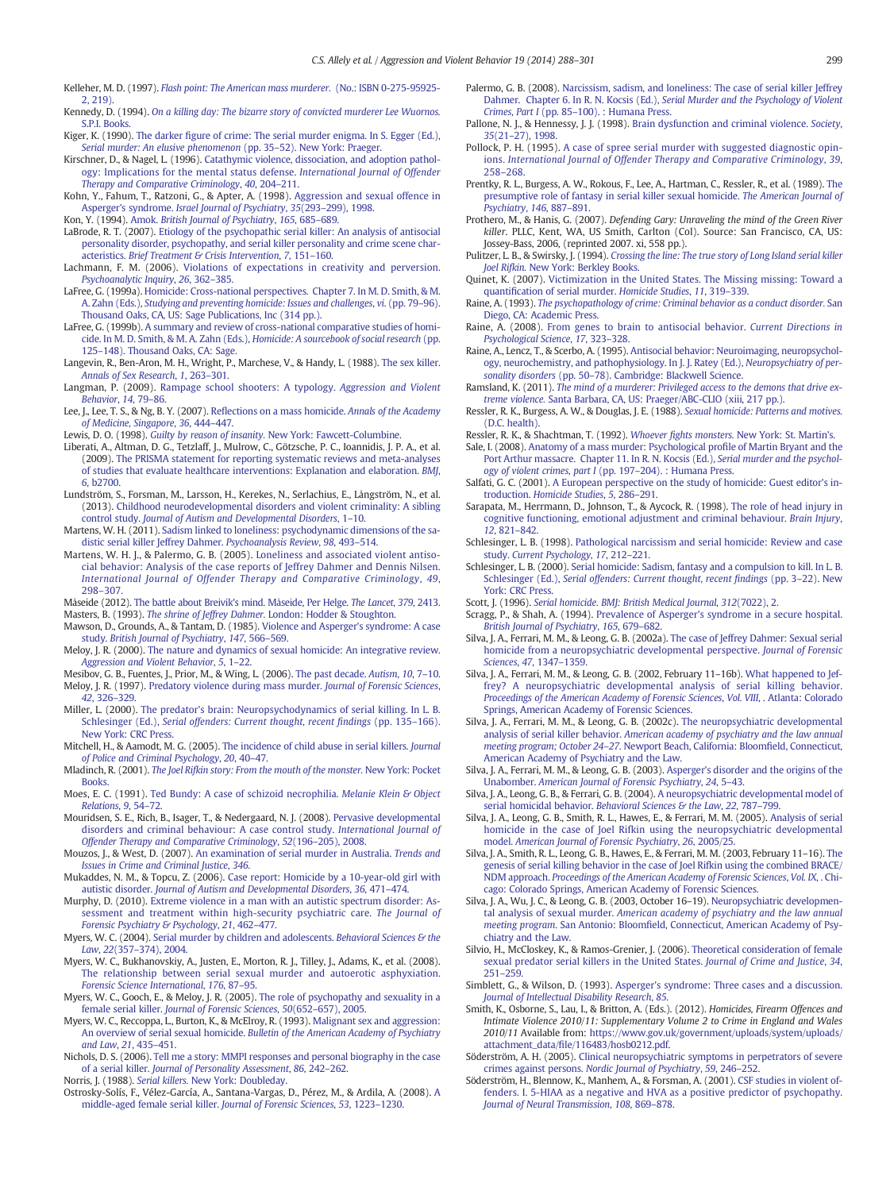Kelleher, M. D. (1997). *Flash point: The American mass murderer.* (No.: ISBN 0-275-95925-2, 219).

Kennedy, D. (1994). *On a killing day: The bizarre story of convicted murderer Lee Wuornos.* S.P.I. Books.

Kiger, K. (1990). The darker figure of crime: The serial murder enigma. In S. Egger (Ed.), *Serial murder: An elusive phenomenon* (pp. 35–52). New York: Praeger.

Kirschner, D., & Nagel, L. (1996). Catathymic violence, dissociation, and adoption pathology: Implications for the mental status defense. *International Journal of Offender Therapy and Comparative Criminology*, *40*, 204–211.

Kohn, Y., Fahum, T., Ratzoni, G., & Apter, A. (1998). Aggression and sexual offence in Asperger's syndrome. *Israel Journal of Psychiatry*, *35*(293–299), 1998.

Kon, Y. (1994). Amok. *British Journal of Psychiatry*, *165*, 685–689.

LaBrode, R. T. (2007). Etiology of the psychopathic serial killer: An analysis of antisocial personality disorder, psychopathy, and serial killer personality and crime scene characteristics. *Brief Treatment & Crisis Intervention*, *7*, 151–160.

Lachmann, F. M. (2006). Violations of expectations in creativity and perversion. *Psychoanalytic Inquiry*, *26*, 362–385.

LaFree, G. (1999a). Homicide: Cross-national perspectives. Chapter 7. In M. D. Smith, & M. A. Zahn (Eds.), *Studying and preventing homicide: Issues and challenges, vi.* (pp. 79–96). Thousand Oaks, CA, US: Sage Publications, Inc (314 pp.).

LaFree, G. (1999b). A summary and review of cross-national comparative studies of homicide. In M. D. Smith, & M. A. Zahn (Eds.), *Homicide: A sourcebook of social research* (pp. 125–148). Thousand Oaks, CA: Sage.

Langevin, R., Ben-Aron, M. H., Wright, P., Marchese, V., & Handy, L. (1988). The sex killer. *Annals of Sex Research*, *1*, 263–301.

Langman, P. (2009). Rampage school shooters: A typology. *Aggression and Violent Behavior*, *14*, 79–86.

Lee, J., Lee, T. S., & Ng, B. Y. (2007). Reflections on a mass homicide. *Annals of the Academy of Medicine, Singapore*, *36*, 444–447.

Lewis, D. O. (1998). *Guilty by reason of insanity.* New York: Fawcett-Columbine.

Liberati, A., Altman, D. G., Tetzlaff, J., Mulrow, C., Götzsche, P. C., Ioannidis, J. P. A., et al. (2009). The PRISMA statement for reporting systematic reviews and meta-analyses of studies that evaluate healthcare interventions: Explanation and elaboration. *BMJ*, *6*, b2700.

Lundström, S., Forsman, M., Larsson, H., Kerekes, N., Serlachius, E., Långström, N., et al. (2013). Childhood neurodevelopmental disorders and violent criminality: A sibling control study. *Journal of Autism and Developmental Disorders*, 1–10.

Martens, W. H. (2011). Sadism linked to loneliness: psychodynamic dimensions of the sadistic serial killer Jeffrey Dahmer. *Psychoanalytic Review*, *98*, 493–514.

Martens, W. H. J., & Palermo, G. B. (2005). Loneliness and associated violent antisocial behavior: Analysis of the case reports of Jeffrey Dahmer and Dennis Nilsen. *International Journal of Offender Therapy and Comparative Criminology*, *49*, 298–307.

Måseide (2012). The battle about Breivik's mind. Måseide, Per Helge. *The Lancet*, *379*, 2413.

Masters, B. (1993). *The shrine of Jeffrey Dahmer.* London: Hodder & Stoughton.

Mawson, D., Grounds, A., & Tantam, D. (1985). Violence and Asperger's syndrome: A case study. *British Journal of Psychiatry*, *147*, 566–569.

Meloy, J. R. (2000). The nature and dynamics of sexual homicide: An integrative review. *Aggression and Violent Behavior*, *5*, 1–22.

Mesibov, G. B., Fuentes, J., Prior, M., & Wing, L. (2006). The past decade. *Autism*, *10*, 7–10.

Meloy, J. R. (1997). Predatory violence during mass murder. *Journal of Forensic Sciences*, *42*, 326–329.

Miller, L. (2000). The predator's brain: Neuropsychodynamics of serial killing. In L. B. Schlesinger (Ed.), *Serial offenders: Current thought, recent findings* (pp. 135–166). New York: CRC Press.

Mitchell, H., & Aamodt, M. G. (2005). The incidence of child abuse in serial killers. *Journal of Police and Criminal Psychology*, *20*, 40–47.

Mladinch, R. (2001). *The Joel Rifkin story: From the mouth of the monster.* New York: Pocket Books.

Moes, E. C. (1991). Ted Bundy: A case of schizoid necrophilia. *Melanie Klein & Object Relations*, *9*, 54–72.

Mouridsen, S. E., Rich, B., Isager, T., & Nedergaard, N. J. (2008). Pervasive developmental disorders and criminal behaviour: A case control study. *International Journal of Offender Therapy and Comparative Criminology*, *52*(196–205), 2008.

Mouzos, J., & West, D. (2007). An examination of serial murder in Australia. *Trends and Issues in Crime and Criminal Justice*, *346*.

Mukaddes, N. M., & Topcu, Z. (2006). Case report: Homicide by a 10-year-old girl with autistic disorder. *Journal of Autism and Developmental Disorders*, *36*, 471–474.

Murphy, D. (2010). Extreme violence in a man with an autistic spectrum disorder: Assessment and treatment within high-security psychiatric care. *The Journal of Forensic Psychiatry & Psychology*, *21*, 462–477.

Myers, W. C. (2004). Serial murder by children and adolescents. *Behavioral Sciences & the Law*, *22*(357–374), 2004.

Myers, W. C., Bukhanovskiy, A., Justen, E., Morton, R. J., Tilley, J., Adams, K., et al. (2008). The relationship between serial sexual murder and autoerotic asphyxiation. *Forensic Science International*, *176*, 87–95.

Myers, W. C., Gooch, E., & Meloy, J. R. (2005). The role of psychopathy and sexuality in a female serial killer. *Journal of Forensic Sciences*, *50*(652–657), 2005.

Myers, W. C., Reccoppa, L., Burton, K., & McElroy, R. (1993). Malignant sex and aggression: An overview of serial sexual homicide. *Bulletin of the American Academy of Psychiatry and Law*, *21*, 435–451.

Nichols, D. S. (2006). Tell me a story: MMPI responses and personal biography in the case of a serial killer. *Journal of Personality Assessment*, *86*, 242–262.

Norris, J. (1988). *Serial killers.* New York: Doubleday.

Ostrosky-Solís, F., Vélez-García, A., Santana-Vargas, D., Pérez, M., & Ardila, A. (2008). A middle-aged female serial killer. *Journal of Forensic Sciences*, *53*, 1223–1230.

Palermo, G. B. (2008). Narcissism, sadism, and loneliness: The case of serial killer Jeffrey Dahmer. Chapter 6. In R. N. Kocsis (Ed.), *Serial Murder and the Psychology of Violent Crimes, Part I* (pp. 85–100). : Humana Press.

Pallone, N. J., & Hennessy, J. J. (1998). Brain dysfunction and criminal violence. *Society*, *35*(21–27), 1998.

Pollock, P. H. (1995). A case of spree serial murder with suggested diagnostic opinions. *International Journal of Offender Therapy and Comparative Criminology*, *39*, 258–268.

Prentky, R. L., Burgess, A. W., Rokous, F., Lee, A., Hartman, C., Ressler, R., et al. (1989). The presumptive role of fantasy in serial killer sexual homicide. *The American Journal of Psychiatry*, *146*, 887–891.

Prothero, M., & Hanis, G. (2007). *Defending Gary: Unraveling the mind of the Green River killer.* PLLC, Kent, WA, US Smith, Carlton (Col). Source: San Francisco, CA, US: Jossey-Bass, 2006, (reprinted 2007. xi, 558 pp.).

Pulitzer, L. B., & Swirsky, J. (1994). *Crossing the line: The true story of Long Island serial killer Joel Rifkin.* New York: Berkley Books.

Quinet, K. (2007). Victimization in the United States. The Missing missing: Toward a quantification of serial murder. *Homicide Studies*, *11*, 319–339.

Raine, A. (1993). *The psychopathology of crime: Criminal behavior as a conduct disorder.* San Diego, CA: Academic Press.

Raine, A. (2008). From genes to brain to antisocial behavior. *Current Directions in Psychological Science*, *17*, 323–328.

Raine, A., Lencz, T., & Scerbo, A. (1995). Antisocial behavior: Neuroimaging, neuropsychology, neurochemistry, and pathophysiology. In J. J. Ratey (Ed.), *Neuropsychiatry of personality disorders* (pp. 50–78). Cambridge: Blackwell Science.

Ramsland, K. (2011). *The mind of a murderer: Privileged access to the demons that drive extreme violence.* Santa Barbara, CA, US: Praeger/ABC-CLIO (xiii, 217 pp.).

Ressler, R. K., Burgess, A. W., & Douglas, J. E. (1988). *Sexual homicide: Patterns and motives.* (D.C. health).

Ressler, R. K., & Shachtman, T. (1992). *Whoever fights monsters.* New York: St. Martin's.

Sale, I. (2008). Anatomy of a mass murder: Psychological profile of Martin Bryant and the Port Arthur massacre. Chapter 11. In R. N. Kocsis (Ed.), *Serial murder and the psychology of violent crimes, part I* (pp. 197–204). : Humana Press.

Salfati, G. C. (2001). A European perspective on the study of homicide: Guest editor's introduction. *Homicide Studies*, *5*, 286–291.

Sarapata, M., Herrmann, D., Johnson, T., & Aycock, R. (1998). The role of head injury in cognitive functioning, emotional adjustment and criminal behaviour. *Brain Injury*, *12*, 821–842.

Schlesinger, L. B. (1998). Pathological narcissism and serial homicide: Review and case study. *Current Psychology*, *17*, 212–221.

Schlesinger, L. B. (2000). Serial homicide: Sadism, fantasy and a compulsion to kill. In L. B. Schlesinger (Ed.), *Serial offenders: Current thought, recent findings* (pp. 3–22). New York: CRC Press.

Scott, J. (1996). *Serial homicide. BMJ: British Medical Journal*, *312*(7022), 2.

Scragg, P., & Shah, A. (1994). Prevalence of Asperger's syndrome in a secure hospital. *British Journal of Psychiatry*, *165*, 679–682.

Silva, J. A., Ferrari, M. M., & Leong, G. B. (2002a). The case of Jeffrey Dahmer: Sexual serial homicide from a neuropsychiatric developmental perspective. *Journal of Forensic Sciences*, *47*, 1347–1359.

Silva, J. A., Ferrari, M. M., & Leong, G. B. (2002, February 11–16b). What happened to Jeffrey? A neuropsychiatric developmental analysis of serial killing behavior. *Proceedings of the American Academy of Forensic Sciences, Vol. VIII*, . Atlanta: Colorado Springs, American Academy of Forensic Sciences.

Silva, J. A., Ferrari, M. M., & Leong, G. B. (2002c). The neuropsychiatric developmental analysis of serial killer behavior. *American academy of psychiatry and the law annual meeting program; October 24–27.* Newport Beach, California: Bloomfield, Connecticut, American Academy of Psychiatry and the Law.

Silva, J. A., Ferrari, M. M., & Leong, G. B. (2003). Asperger's disorder and the origins of the Unabomber. *American Journal of Forensic Psychiatry*, *24*, 5–43.

Silva, J. A., Leong, G. B., & Ferrari, G. B. (2004). A neuropsychiatric developmental model of serial homicidal behavior. *Behavioral Sciences & the Law*, *22*, 787–799.

Silva, J. A., Leong, G. B., Smith, R. L., Hawes, E., & Ferrari, M. M. (2005). Analysis of serial homicide in the case of Joel Rifkin using the neuropsychiatric developmental model. *American Journal of Forensic Psychiatry*, *26*, 2005/25.

Silva, J. A., Smith, R. L., Leong, G. B., Hawes, E., & Ferrari, M. M. (2003, February 11–16). The genesis of serial killing behavior in the case of Joel Rifkin using the combined BRACE/NDM approach. *Proceedings of the American Academy of Forensic Sciences, Vol. IX*, . Chicago: Colorado Springs, American Academy of Forensic Sciences.

Silva, J. A., Wu, J. C., & Leong, G. B. (2003, October 16–19). Neuropsychiatric developmental analysis of sexual murder. *American academy of psychiatry and the law annual meeting program.* San Antonio: Bloomfield, Connecticut, American Academy of Psychiatry and the Law.

Silvio, H., McCloskey, K., & Ramos-Grenier, J. (2006). Theoretical consideration of female sexual predator serial killers in the United States. *Journal of Crime and Justice*, *34*, 251–259.

Simblett, G., & Wilson, D. (1993). Asperger's syndrome: Three cases and a discussion. *Journal of Intellectual Disability Research*, *85*.

Smith, K., Osborne, S., Lau, I., & Britton, A. (Eds.). (2012). *Homicides, Firearm Offences and Intimate Violence 2010/11: Supplementary Volume 2 to Crime in England and Wales 2010/11* Available from: https://www.gov.uk/government/uploads/system/uploads/attachment_data/file/116483/hosb0212.pdf.

Söderström, A. H. (2005). Clinical neuropsychiatric symptoms in perpetrators of severe crimes against persons. *Nordic Journal of Psychiatry*, *59*, 246–252.

Söderström, H., Blennow, K., Manhem, A., & Forsman, A. (2001). CSF studies in violent offenders. I. 5-HIAA as a negative and HVA as a positive predictor of psychopathy. *Journal of Neural Transmission*, *108*, 869–878.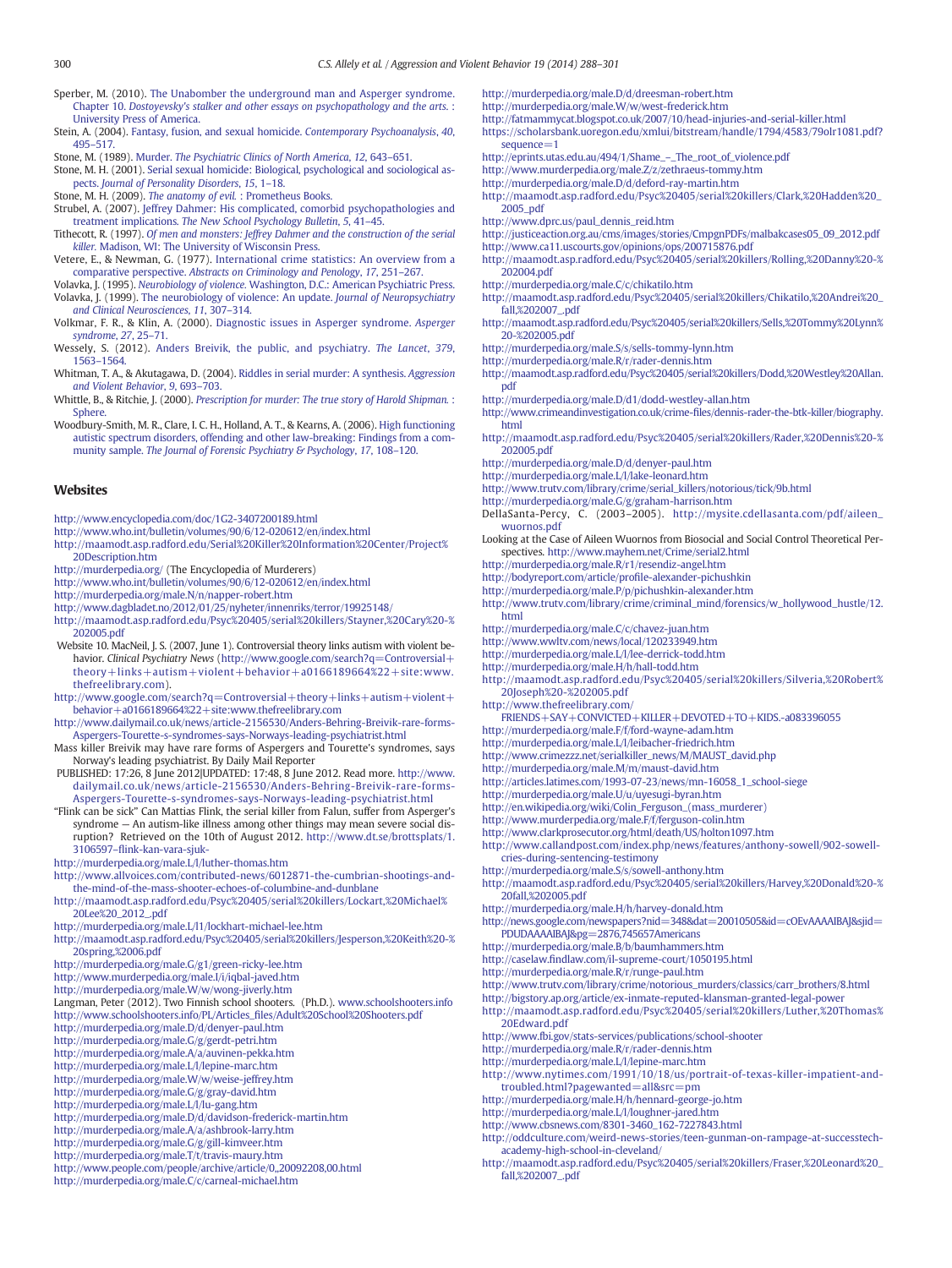Sperber, M. (2010). The Unabomber the underground man and Asperger syndrome. Chapter 10. *Dostoyevsky's stalker and other essays on psychopathology and the arts.* : University Press of America.

Stein, A. (2004). Fantasy, fusion, and sexual homicide. *Contemporary Psychoanalysis*, *40*, 495–517.

Stone, M. (1989). Murder. *The Psychiatric Clinics of North America*, *12*, 643–651.

Stone, M. H. (2001). Serial sexual homicide: Biological, psychological and sociological aspects. *Journal of Personality Disorders*, *15*, 1–18.

Stone, M. H. (2009). *The anatomy of evil.* : Prometheus Books.

Strubel, A. (2007). Jeffrey Dahmer: His complicated, comorbid psychopathologies and treatment implications. *The New School Psychology Bulletin*, *5*, 41–45.

Tithecott, R. (1997). *Of men and monsters: Jeffrey Dahmer and the construction of the serial killer.* Madison, WI: The University of Wisconsin Press.

Vetere, E., & Newman, G. (1977). International crime statistics: An overview from a comparative perspective. *Abstracts on Criminology and Penology*, *17*, 251–267.

Volavka, J. (1995). *Neurobiology of violence.* Washington, D.C.: American Psychiatric Press.

Volavka, J. (1999). The neurobiology of violence: An update. *Journal of Neuropsychiatry and Clinical Neurosciences*, *11*, 307–314.

Volkmar, F. R., & Klin, A. (2000). Diagnostic issues in Asperger syndrome. *Asperger syndrome*, *27*, 25–71.

Wessely, S. (2012). Anders Breivik, the public, and psychiatry. *The Lancet*, *379*, 1563–1564.

Whitman, T. A., & Akutagawa, D. (2004). Riddles in serial murder: A synthesis. *Aggression and Violent Behavior*, *9*, 693–703.

Whittle, B., & Ritchie, J. (2000). *Prescription for murder: The true story of Harold Shipman.* : Sphere.

Woodbury-Smith, M. R., Clare, I. C. H., Holland, A. T., & Kearns, A. (2006). High functioning autistic spectrum disorders, offending and other law-breaking: Findings from a community sample. *The Journal of Forensic Psychiatry & Psychology*, *17*, 108–120.

## Websites

http://www.encyclopedia.com/doc/1G2-3407200189.html
http://www.who.int/bulletin/volumes/90/6/12-020612/en/index.html
http://maamodt.asp.radford.edu/Serial%20Killer%20Information%20Center/Project%20Description.htm
http://murderpedia.org/ (The Encyclopedia of Murderers)
http://www.who.int/bulletin/volumes/90/6/12-020612/en/index.html
http://murderpedia.org/male.N/n/napper-robert.htm
http://www.dagbladet.no/2012/01/25/nyheter/innenriks/terror/19925148/
http://maamodt.asp.radford.edu/Psyc%20405/serial%20killers/Stayner,%20Cary%20-%202005.pdf
Website 10. MacNeil, J. S. (2007, June 1). Controversial theory links autism with violent behavior. *Clinical Psychiatry News* (http://www.google.com/search?q=Controversial+theory+links+autism+violent+behavior+a0166189664%22+site:www.thefreelibrary.com).
http://www.google.com/search?q=Controversial+theory+links+autism+violent+behavior+a0166189664%22+site:www.thefreelibrary.com
http://www.dailymail.co.uk/news/article-2156530/Anders-Behring-Breivik-rare-forms-Aspergers-Tourette-s-syndromes-says-Norways-leading-psychiatrist.html
Mass killer Breivik may have rare forms of Aspergers and Tourette's syndromes, says Norway's leading psychiatrist. By Daily Mail Reporter
PUBLISHED: 17:26, 8 June 2012|UPDATED: 17:48, 8 June 2012. Read more. http://www.dailymail.co.uk/news/article-2156530/Anders-Behring-Breivik-rare-forms-Aspergers-Tourette-s-syndromes-says-Norways-leading-psychiatrist.html
"Flink can be sick" Can Mattias Flink, the serial killer from Falun, suffer from Asperger's syndrome — An autism-like illness among other things may mean severe social disruption? Retrieved on the 10th of August 2012. http://www.dt.se/brottsplats/1.3106597–flink-kan-vara-sjuk-
http://murderpedia.org/male.L/l/luther-thomas.htm
http://www.allvoices.com/contributed-news/6012871-the-cumbrian-shootings-and-the-mind-of-the-mass-shooter-echoes-of-columbine-and-dunblane
http://maamodt.asp.radford.edu/Psyc%20405/serial%20killers/Lockart,%20Michael%20Lee%20_2012_.pdf
http://murderpedia.org/male.L/l1/lockhart-michael-lee.htm
http://maamodt.asp.radford.edu/Psyc%20405/serial%20killers/Jesperson,%20Keith%20-%20spring,%2006.pdf
http://murderpedia.org/male.G/g1/green-ricky-lee.htm
http://www.murderpedia.org/male.I/i/iqbal-javed.htm
http://murderpedia.org/male.W/w/wong-jiverly.htm
Langman, Peter (2012). Two Finnish school shooters. (Ph.D.). www.schoolshooters.info
http://www.schoolshooters.info/PL/Articles_files/Adult%20School%20Shooters.pdf
http://murderpedia.org/male.D/d/denyer-paul.htm
http://murderpedia.org/male.G/g/gerdt-petri.htm
http://murderpedia.org/male.A/a/auvinen-pekka.htm
http://murderpedia.org/male.L/l/lepine-marc.htm
http://murderpedia.org/male.W/w/weise-jeffrey.htm
http://murderpedia.org/male.G/g/gray-david.htm
http://murderpedia.org/male.L/l/lu-gang.htm
http://murderpedia.org/male.D/d/davidson-frederick-martin.htm
http://murderpedia.org/male.A/a/ashbrook-larry.htm
http://murderpedia.org/male.G/g/gill-kimveer.htm
http://murderpedia.org/male.T/t/travis-maury.htm
http://www.people.com/people/archive/article/0,,20092208,00.html
http://murderpedia.org/male.C/c/carneal-michael.htm
http://murderpedia.org/male.D/d/dreesman-robert.htm
http://murderpedia.org/male.W/w/west-frederick.htm
http://fatmammycat.blogspot.co.uk/2007/10/head-injuries-and-serial-killer.html
https://scholarsbank.uoregon.edu/xmlui/bitstream/handle/1794/4583/79olr1081.pdf?sequence=1
http://eprints.utas.edu.au/494/1/Shame_–_The_root_of_violence.pdf
http://www.murderpedia.org/male.Z/z/zethraeus-tommy.htm
http://murderpedia.org/male.D/d/deford-ray-martin.htm
http://maamodt.asp.radford.edu/Psyc%20405/serial%20killers/Clark,%20Hadden%20_2005_pdf
http://www.dprc.us/paul_dennis_reid.htm
http://justiceaction.org.au/cms/images/stories/CmpgnPDFs/malbakcases05_09_2012.pdf
http://www.ca11.uscourts.gov/opinions/ops/200715876.pdf
http://maamodt.asp.radford.edu/Psyc%20405/serial%20killers/Rolling,%20Danny%20-%202004.pdf
http://murderpedia.org/male.C/c/chikatilo.htm
http://maamodt.asp.radford.edu/Psyc%20405/serial%20killers/Chikatilo,%20Andrei%20_fall,%202007_.pdf
http://maamodt.asp.radford.edu/Psyc%20405/serial%20killers/Sells,%20Tommy%20Lynn%20-%202005.pdf
http://murderpedia.org/male.S/s/sells-tommy-lynn.htm
http://murderpedia.org/male.R/r/rader-dennis.htm
http://maamodt.asp.radford.edu/Psyc%20405/serial%20killers/Dodd,%20Westley%20Allan.pdf
http://murderpedia.org/male.D/d1/dodd-westley-allan.htm
http://www.crimeandinvestigation.co.uk/crime-files/dennis-rader-the-btk-killer/biography.html
http://maamodt.asp.radford.edu/Psyc%20405/serial%20killers/Rader,%20Dennis%20-%202005.pdf
http://murderpedia.org/male.D/d/denyer-paul.htm
http://murderpedia.org/male.L/l/lake-leonard.htm
http://www.trutv.com/library/crime/serial_killers/notorious/tick/9b.html
http://murderpedia.org/male.G/g/graham-harrison.htm
DellaSanta-Percy, C. (2003–2005). http://mysite.cdellasanta.com/pdf/aileen_wuornos.pdf
Looking at the Case of Aileen Wuornos from Biosocial and Social Control Theoretical Perspectives. http://www.mayhem.net/Crime/serial2.html
http://murderpedia.org/male.R/r1/resendiz-angel.htm
http://bodyreport.com/article/profile-alexander-pichushkin
http://murderpedia.org/male.P/p/pichushkin-alexander.htm
http://www.trutv.com/library/crime/criminal_mind/forensics/w_hollywood_hustle/12.html
http://murderpedia.org/male.C/c/chavez-juan.htm
http://www.wwltv.com/news/local/120233949.htm
http://murderpedia.org/male.L/l/lee-derrick-todd.htm
http://murderpedia.org/male.H/h/hall-todd.htm
http://maamodt.asp.radford.edu/Psyc%20405/serial%20killers/Silveria,%20Robert%20Joseph%20-%202005.pdf
http://www.thefreelibrary.com/FRIENDS+SAY+CONVICTED+KILLER+DEVOTED+TO+KIDS.-a083396055
http://murderpedia.org/male.F/f/ford-wayne-adam.htm
http://murderpedia.org/male.L/l/leibacher-friedrich.htm
http://www.crimezzz.net/serialkiller_news/M/MAUST_david.php
http://murderpedia.org/male.M/m/maust-david.htm
http://articles.latimes.com/1993-07-23/news/mn-16058_1_school-siege
http://murderpedia.org/male.U/u/uyesugi-byran.htm
http://en.wikipedia.org/wiki/Colin_Ferguson_(mass_murderer)
http://www.murderpedia.org/male.F/f/ferguson-colin.htm
http://www.clarkprosecutor.org/html/death/US/holton1097.htm
http://www.callandpost.com/index.php/news/features/anthony-sowell/902-sowell-cries-during-sentencing-testimony
http://murderpedia.org/male.S/s/sowell-anthony.htm
http://maamodt.asp.radford.edu/Psyc%20405/serial%20killers/Harvey,%20Donald%20-%20fall,%202005.pdf
http://murderpedia.org/male.H/h/harvey-donald.htm
http://news.google.com/newspapers?nid=348&dat=20010505&id=cOEvAAAAIBAJ&sjid=PDUDAAAAIBAJ&pg=2876,745657Americans
http://murderpedia.org/male.B/b/baumhammers.htm
http://caselaw.findlaw.com/il-supreme-court/1050195.html
http://murderpedia.org/male.R/r/runge-paul.htm
http://www.trutv.com/library/crime/notorious_murders/classics/carr_brothers/8.html
http://bigstory.ap.org/article/ex-inmate-reputed-klansman-granted-legal-power
http://maamodt.asp.radford.edu/Psyc%20405/serial%20killers/Luther,%20Thomas%20Edward.pdf
http://www.fbi.gov/stats-services/publications/school-shooter
http://murderpedia.org/male.R/r/rader-dennis.htm
http://murderpedia.org/male.L/l/lepine-marc.htm
http://www.nytimes.com/1991/10/18/us/portrait-of-texas-killer-impatient-and-troubled.html?pagewanted=all&src=pm
http://murderpedia.org/male.H/h/hennard-george-jo.htm
http://murderpedia.org/male.L/l/loughner-jared.htm
http://www.cbsnews.com/8301-3460_162-7227843.html
http://oddculture.com/weird-news-stories/teen-gunman-on-rampage-at-successtech-academy-high-school-in-cleveland/
http://maamodt.asp.radford.edu/Psyc%20405/serial%20killers/Fraser,%20Leonard%20_fall,%202007_.pdf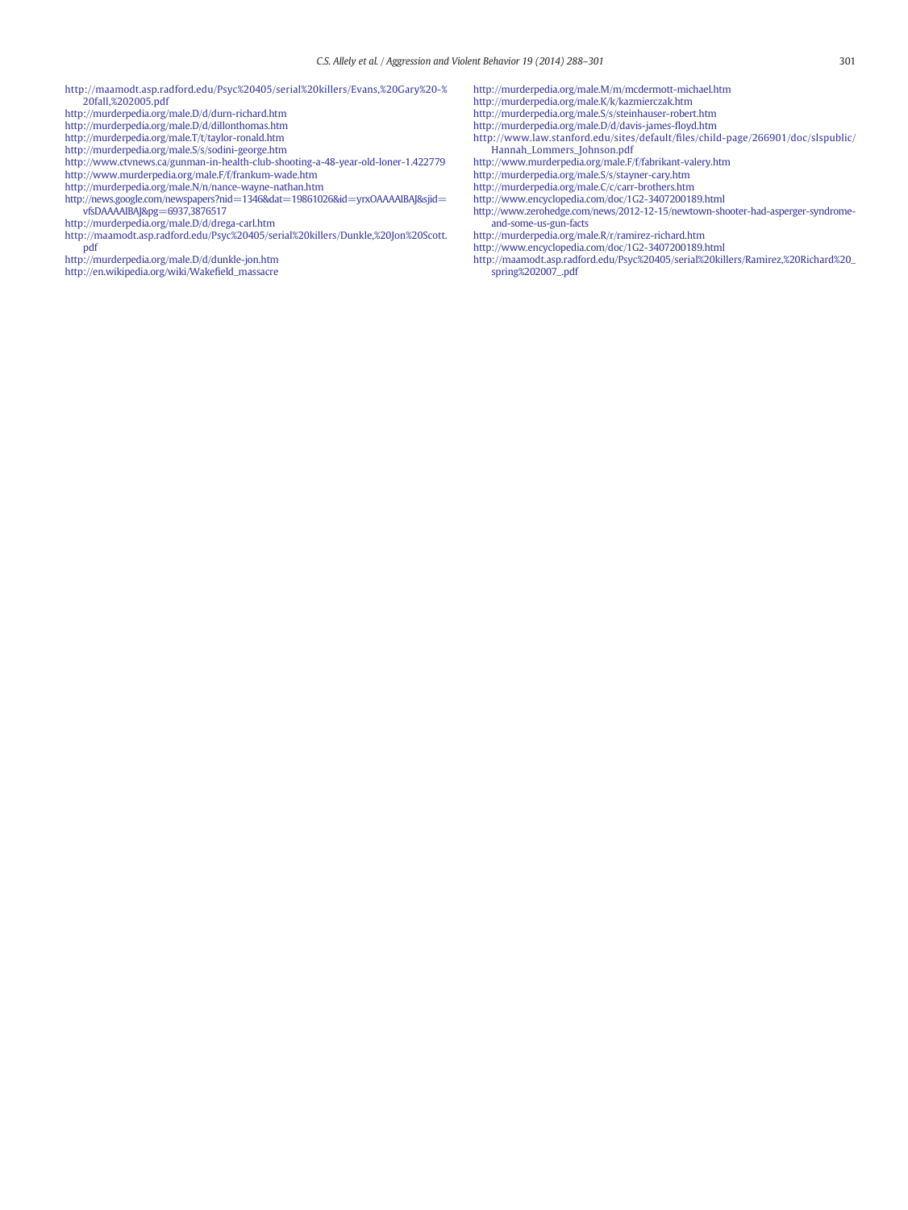http://maamodt.asp.radford.edu/Psyc%20405/serial%20killers/Evans,%20Gary%20-%20fall,%202005.pdf
http://murderpedia.org/male.D/d/durn-richard.htm
http://murderpedia.org/male.D/d/dillonthomas.htm
http://murderpedia.org/male.T/t/taylor-ronald.htm
http://murderpedia.org/male.S/s/sodini-george.htm
http://www.ctvnews.ca/gunman-in-health-club-shooting-a-48-year-old-loner-1.422779
http://www.murderpedia.org/male.F/f/frankum-wade.htm
http://murderpedia.org/male.N/n/nance-wayne-nathan.htm
http://news.google.com/newspapers?nid=1346&dat=19861026&id=yrxOAAAAIBAJ&sjid=vfsDAAAAIBAJ&pg=6937,3876517
http://murderpedia.org/male.D/d/drega-carl.htm
http://maamodt.asp.radford.edu/Psyc%20405/serial%20killers/Dunkle,%20Jon%20Scott.pdf
http://murderpedia.org/male.D/d/dunkle-jon.htm
http://en.wikipedia.org/wiki/Wakefield_massacre
http://murderpedia.org/male.M/m/mcdermott-michael.htm
http://murderpedia.org/male.K/k/kazmierczak.htm
http://murderpedia.org/male.S/s/steinhauser-robert.htm
http://murderpedia.org/male.D/d/davis-james-floyd.htm
http://www.law.stanford.edu/sites/default/files/child-page/266901/doc/slspublic/Hannah_Lommers_Johnson.pdf
http://www.murderpedia.org/male.F/f/fabrikant-valery.htm
http://murderpedia.org/male.S/s/stayner-cary.htm
http://murderpedia.org/male.C/c/carr-brothers.htm
http://www.encyclopedia.com/doc/1G2-3407200189.html
http://www.zerohedge.com/news/2012-12-15/newtown-shooter-had-asperger-syndrome-and-some-us-gun-facts
http://murderpedia.org/male.R/r/ramirez-richard.htm
http://www.encyclopedia.com/doc/1G2-3407200189.html
http://maamodt.asp.radford.edu/Psyc%20405/serial%20killers/Ramirez,%20Richard%20_spring%202007_.pdf